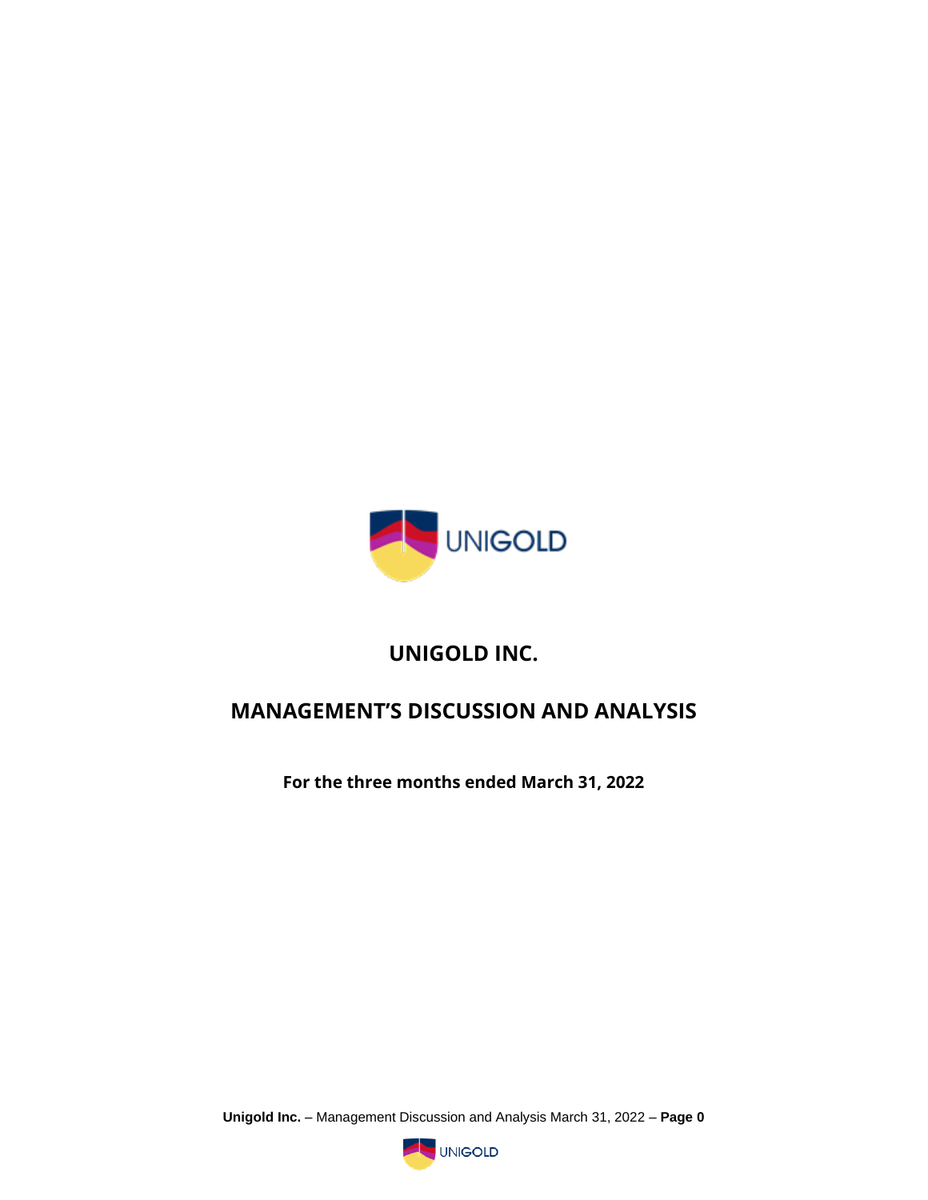# UNIGOLD INC.

# MANAGEMENT'S DISCUSSION AND ANALYSIS

**For the three months ended March 31, 2022**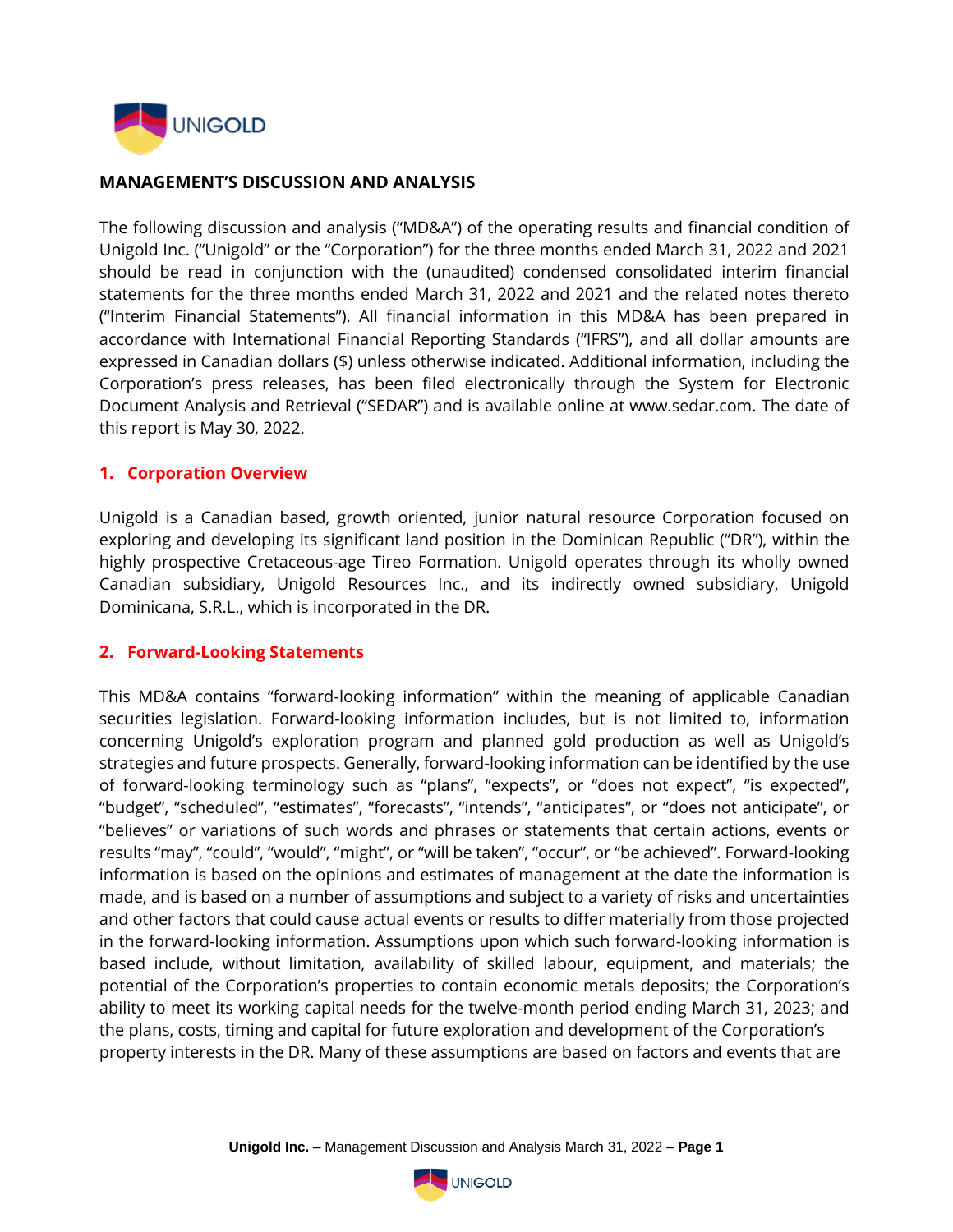# MANAGEMENT'S DISCUSSION AND ANALYSIS

The following discussion and analysis ("MD&A") of the operating results and financial condition of Unigold Inc. ("Unigold" or the "Corporation") for the three months ended March 31, 2022 and 2021 should be read in conjunction with the (unaudited) condensed consolidated interim financial statements for the three months ended March 31, 2022 and 2021 and the related notes thereto ("Interim Financial Statements"). All financial information in this MD&A has been prepared in accordance with International Financial Reporting Standards ("IFRS"), and all dollar amounts are expressed in Canadian dollars ($) unless otherwise indicated. Additional information, including the Corporation's press releases, has been filed electronically through the System for Electronic Document Analysis and Retrieval ("SEDAR") and is available online at www.sedar.com. The date of this report is May 30, 2022.

## 1. Corporation Overview

Unigold is a Canadian based, growth oriented, junior natural resource Corporation focused on exploring and developing its significant land position in the Dominican Republic ("DR"), within the highly prospective Cretaceous-age Tireo Formation. Unigold operates through its wholly owned Canadian subsidiary, Unigold Resources Inc., and its indirectly owned subsidiary, Unigold Dominicana, S.R.L., which is incorporated in the DR.

## 2. Forward-Looking Statements

This MD&A contains "forward-looking information" within the meaning of applicable Canadian securities legislation. Forward-looking information includes, but is not limited to, information concerning Unigold's exploration program and planned gold production as well as Unigold's strategies and future prospects. Generally, forward-looking information can be identified by the use of forward-looking terminology such as "plans", "expects", or "does not expect", "is expected", "budget", "scheduled", "estimates", "forecasts", "intends", "anticipates", or "does not anticipate", or "believes" or variations of such words and phrases or statements that certain actions, events or results "may", "could", "would", "might", or "will be taken", "occur", or "be achieved". Forward-looking information is based on the opinions and estimates of management at the date the information is made, and is based on a number of assumptions and subject to a variety of risks and uncertainties and other factors that could cause actual events or results to differ materially from those projected in the forward-looking information. Assumptions upon which such forward-looking information is based include, without limitation, availability of skilled labour, equipment, and materials; the potential of the Corporation's properties to contain economic metals deposits; the Corporation's ability to meet its working capital needs for the twelve-month period ending March 31, 2023; and the plans, costs, timing and capital for future exploration and development of the Corporation's property interests in the DR. Many of these assumptions are based on factors and events that are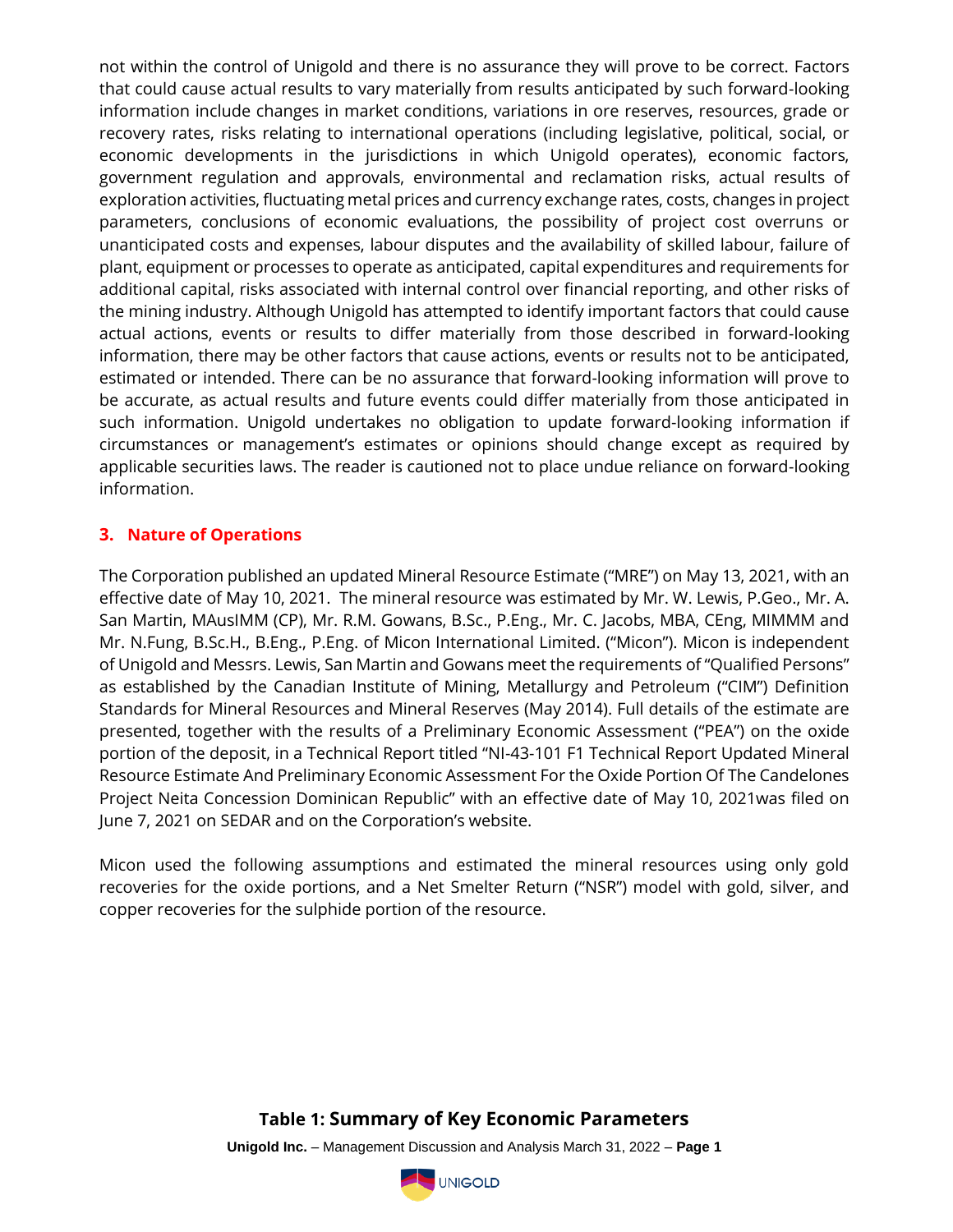not within the control of Unigold and there is no assurance they will prove to be correct. Factors that could cause actual results to vary materially from results anticipated by such forward-looking information include changes in market conditions, variations in ore reserves, resources, grade or recovery rates, risks relating to international operations (including legislative, political, social, or economic developments in the jurisdictions in which Unigold operates), economic factors, government regulation and approvals, environmental and reclamation risks, actual results of exploration activities, fluctuating metal prices and currency exchange rates, costs, changes in project parameters, conclusions of economic evaluations, the possibility of project cost overruns or unanticipated costs and expenses, labour disputes and the availability of skilled labour, failure of plant, equipment or processes to operate as anticipated, capital expenditures and requirements for additional capital, risks associated with internal control over financial reporting, and other risks of the mining industry. Although Unigold has attempted to identify important factors that could cause actual actions, events or results to differ materially from those described in forward-looking information, there may be other factors that cause actions, events or results not to be anticipated, estimated or intended. There can be no assurance that forward-looking information will prove to be accurate, as actual results and future events could differ materially from those anticipated in such information. Unigold undertakes no obligation to update forward-looking information if circumstances or management's estimates or opinions should change except as required by applicable securities laws. The reader is cautioned not to place undue reliance on forward-looking information.

## 3. Nature of Operations

The Corporation published an updated Mineral Resource Estimate ("MRE") on May 13, 2021, with an effective date of May 10, 2021. The mineral resource was estimated by Mr. W. Lewis, P.Geo., Mr. A. San Martin, MAusIMM (CP), Mr. R.M. Gowans, B.Sc., P.Eng., Mr. C. Jacobs, MBA, CEng, MIMMM and Mr. N.Fung, B.Sc.H., B.Eng., P.Eng. of Micon International Limited. ("Micon"). Micon is independent of Unigold and Messrs. Lewis, San Martin and Gowans meet the requirements of "Qualified Persons" as established by the Canadian Institute of Mining, Metallurgy and Petroleum ("CIM") Definition Standards for Mineral Resources and Mineral Reserves (May 2014). Full details of the estimate are presented, together with the results of a Preliminary Economic Assessment ("PEA") on the oxide portion of the deposit, in a Technical Report titled "NI-43-101 F1 Technical Report Updated Mineral Resource Estimate And Preliminary Economic Assessment For the Oxide Portion Of The Candelones Project Neita Concession Dominican Republic" with an effective date of May 10, 2021was filed on June 7, 2021 on SEDAR and on the Corporation's website.

Micon used the following assumptions and estimated the mineral resources using only gold recoveries for the oxide portions, and a Net Smelter Return ("NSR") model with gold, silver, and copper recoveries for the sulphide portion of the resource.

**Table 1: Summary of Key Economic Parameters**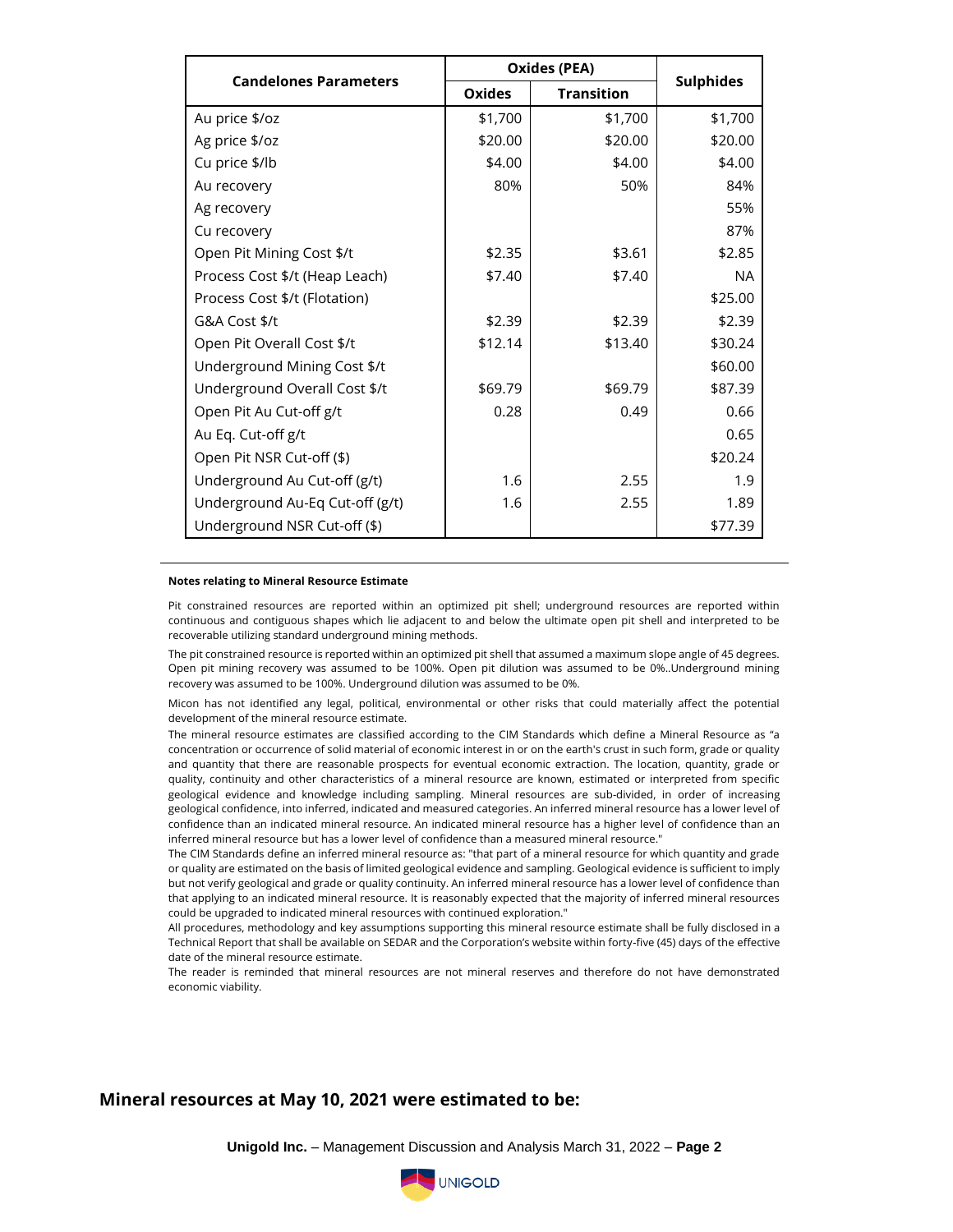| Candelones Parameters | Oxides (PEA) | | Sulphides |
|---|---|---|---|
| | Oxides | Transition | |
| Au price $/oz | $1,700 | $1,700 | $1,700 |
| Ag price $/oz | $20.00 | $20.00 | $20.00 |
| Cu price $/lb | $4.00 | $4.00 | $4.00 |
| Au recovery | 80% | 50% | 84% |
| Ag recovery | | | 55% |
| Cu recovery | | | 87% |
| Open Pit Mining Cost $/t | $2.35 | $3.61 | $2.85 |
| Process Cost $/t (Heap Leach) | $7.40 | $7.40 | NA |
| Process Cost $/t (Flotation) | | | $25.00 |
| G&A Cost $/t | $2.39 | $2.39 | $2.39 |
| Open Pit Overall Cost $/t | $12.14 | $13.40 | $30.24 |
| Underground Mining Cost $/t | | | $60.00 |
| Underground Overall Cost $/t | $69.79 | $69.79 | $87.39 |
| Open Pit Au Cut-off g/t | 0.28 | 0.49 | 0.66 |
| Au Eq. Cut-off g/t | | | 0.65 |
| Open Pit NSR Cut-off ($) | | | $20.24 |
| Underground Au Cut-off (g/t) | 1.6 | 2.55 | 1.9 |
| Underground Au-Eq Cut-off (g/t) | 1.6 | 2.55 | 1.89 |
| Underground NSR Cut-off ($) | | | $77.39 |

**Notes relating to Mineral Resource Estimate**

Pit constrained resources are reported within an optimized pit shell; underground resources are reported within continuous and contiguous shapes which lie adjacent to and below the ultimate open pit shell and interpreted to be recoverable utilizing standard underground mining methods.

The pit constrained resource is reported within an optimized pit shell that assumed a maximum slope angle of 45 degrees. Open pit mining recovery was assumed to be 100%. Open pit dilution was assumed to be 0%..Underground mining recovery was assumed to be 100%. Underground dilution was assumed to be 0%.

Micon has not identified any legal, political, environmental or other risks that could materially affect the potential development of the mineral resource estimate.

The mineral resource estimates are classified according to the CIM Standards which define a Mineral Resource as "a concentration or occurrence of solid material of economic interest in or on the earth's crust in such form, grade or quality and quantity that there are reasonable prospects for eventual economic extraction. The location, quantity, grade or quality, continuity and other characteristics of a mineral resource are known, estimated or interpreted from specific geological evidence and knowledge including sampling. Mineral resources are sub-divided, in order of increasing geological confidence, into inferred, indicated and measured categories. An inferred mineral resource has a lower level of confidence than an indicated mineral resource. An indicated mineral resource has a higher level of confidence than an inferred mineral resource but has a lower level of confidence than a measured mineral resource."

The CIM Standards define an inferred mineral resource as: "that part of a mineral resource for which quantity and grade or quality are estimated on the basis of limited geological evidence and sampling. Geological evidence is sufficient to imply but not verify geological and grade or quality continuity. An inferred mineral resource has a lower level of confidence than that applying to an indicated mineral resource. It is reasonably expected that the majority of inferred mineral resources could be upgraded to indicated mineral resources with continued exploration."

All procedures, methodology and key assumptions supporting this mineral resource estimate shall be fully disclosed in a Technical Report that shall be available on SEDAR and the Corporation's website within forty-five (45) days of the effective date of the mineral resource estimate.

The reader is reminded that mineral resources are not mineral reserves and therefore do not have demonstrated economic viability.

## Mineral resources at May 10, 2021 were estimated to be: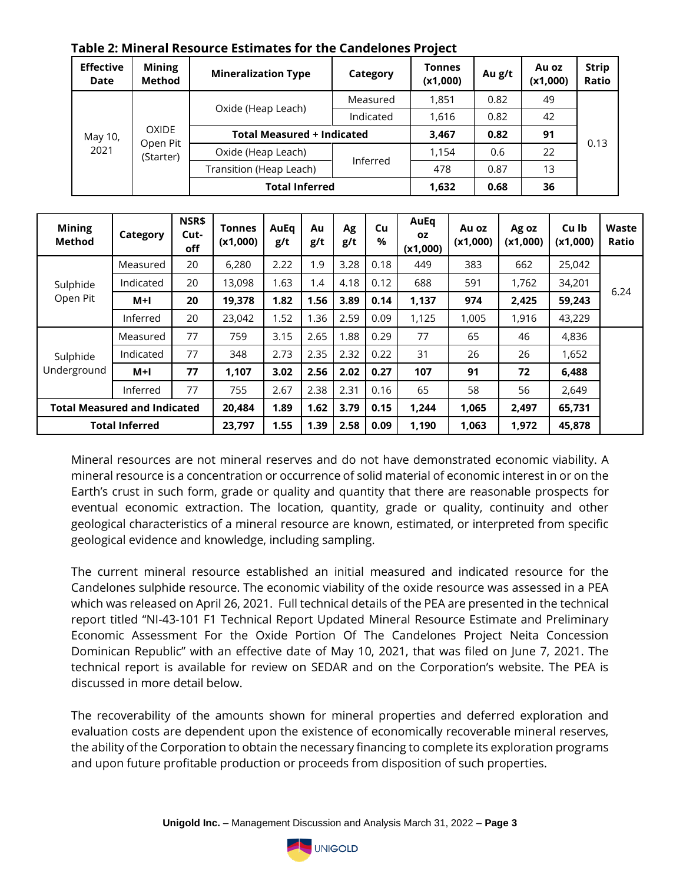**Table 2: Mineral Resource Estimates for the Candelones Project**

| Effective Date | Mining Method | Mineralization Type | Category | Tonnes (x1,000) | Au g/t | Au oz (x1,000) | Strip Ratio |
|---|---|---|---|---|---|---|---|
| May 10, 2021 | OXIDE Open Pit (Starter) | Oxide (Heap Leach) | Measured | 1,851 | 0.82 | 49 | 0.13 |
| | | | Indicated | 1,616 | 0.82 | 42 | |
| | | **Total Measured + Indicated** | | **3,467** | **0.82** | **91** | |
| | | Oxide (Heap Leach) | Inferred | 1,154 | 0.6 | 22 | |
| | | Transition (Heap Leach) | | 478 | 0.87 | 13 | |
| | | **Total Inferred** | | **1,632** | **0.68** | **36** | |

| Mining Method | Category | NSR$ Cut-off | Tonnes (x1,000) | AuEq g/t | Au g/t | Ag g/t | Cu % | AuEq oz (x1,000) | Au oz (x1,000) | Ag oz (x1,000) | Cu lb (x1,000) | Waste Ratio |
|---|---|---|---|---|---|---|---|---|---|---|---|---|
| Sulphide Open Pit | Measured | 20 | 6,280 | 2.22 | 1.9 | 3.28 | 0.18 | 449 | 383 | 662 | 25,042 | 6.24 |
| | Indicated | 20 | 13,098 | 1.63 | 1.4 | 4.18 | 0.12 | 688 | 591 | 1,762 | 34,201 | |
| | **M+I** | **20** | **19,378** | **1.82** | **1.56** | **3.89** | **0.14** | **1,137** | **974** | **2,425** | **59,243** | |
| | Inferred | 20 | 23,042 | 1.52 | 1.36 | 2.59 | 0.09 | 1,125 | 1,005 | 1,916 | 43,229 | |
| Sulphide Underground | Measured | 77 | 759 | 3.15 | 2.65 | 1.88 | 0.29 | 77 | 65 | 46 | 4,836 | |
| | Indicated | 77 | 348 | 2.73 | 2.35 | 2.32 | 0.22 | 31 | 26 | 26 | 1,652 | |
| | **M+I** | **77** | **1,107** | **3.02** | **2.56** | **2.02** | **0.27** | **107** | **91** | **72** | **6,488** | |
| | Inferred | 77 | 755 | 2.67 | 2.38 | 2.31 | 0.16 | 65 | 58 | 56 | 2,649 | |
| **Total Measured and Indicated** | | | **20,484** | **1.89** | **1.62** | **3.79** | **0.15** | **1,244** | **1,065** | **2,497** | **65,731** | |
| **Total Inferred** | | | **23,797** | **1.55** | **1.39** | **2.58** | **0.09** | **1,190** | **1,063** | **1,972** | **45,878** | |

Mineral resources are not mineral reserves and do not have demonstrated economic viability. A mineral resource is a concentration or occurrence of solid material of economic interest in or on the Earth's crust in such form, grade or quality and quantity that there are reasonable prospects for eventual economic extraction. The location, quantity, grade or quality, continuity and other geological characteristics of a mineral resource are known, estimated, or interpreted from specific geological evidence and knowledge, including sampling.

The current mineral resource established an initial measured and indicated resource for the Candelones sulphide resource. The economic viability of the oxide resource was assessed in a PEA which was released on April 26, 2021. Full technical details of the PEA are presented in the technical report titled "NI-43-101 F1 Technical Report Updated Mineral Resource Estimate and Preliminary Economic Assessment For the Oxide Portion Of The Candelones Project Neita Concession Dominican Republic" with an effective date of May 10, 2021, that was filed on June 7, 2021. The technical report is available for review on SEDAR and on the Corporation's website. The PEA is discussed in more detail below.

The recoverability of the amounts shown for mineral properties and deferred exploration and evaluation costs are dependent upon the existence of economically recoverable mineral reserves, the ability of the Corporation to obtain the necessary financing to complete its exploration programs and upon future profitable production or proceeds from disposition of such properties.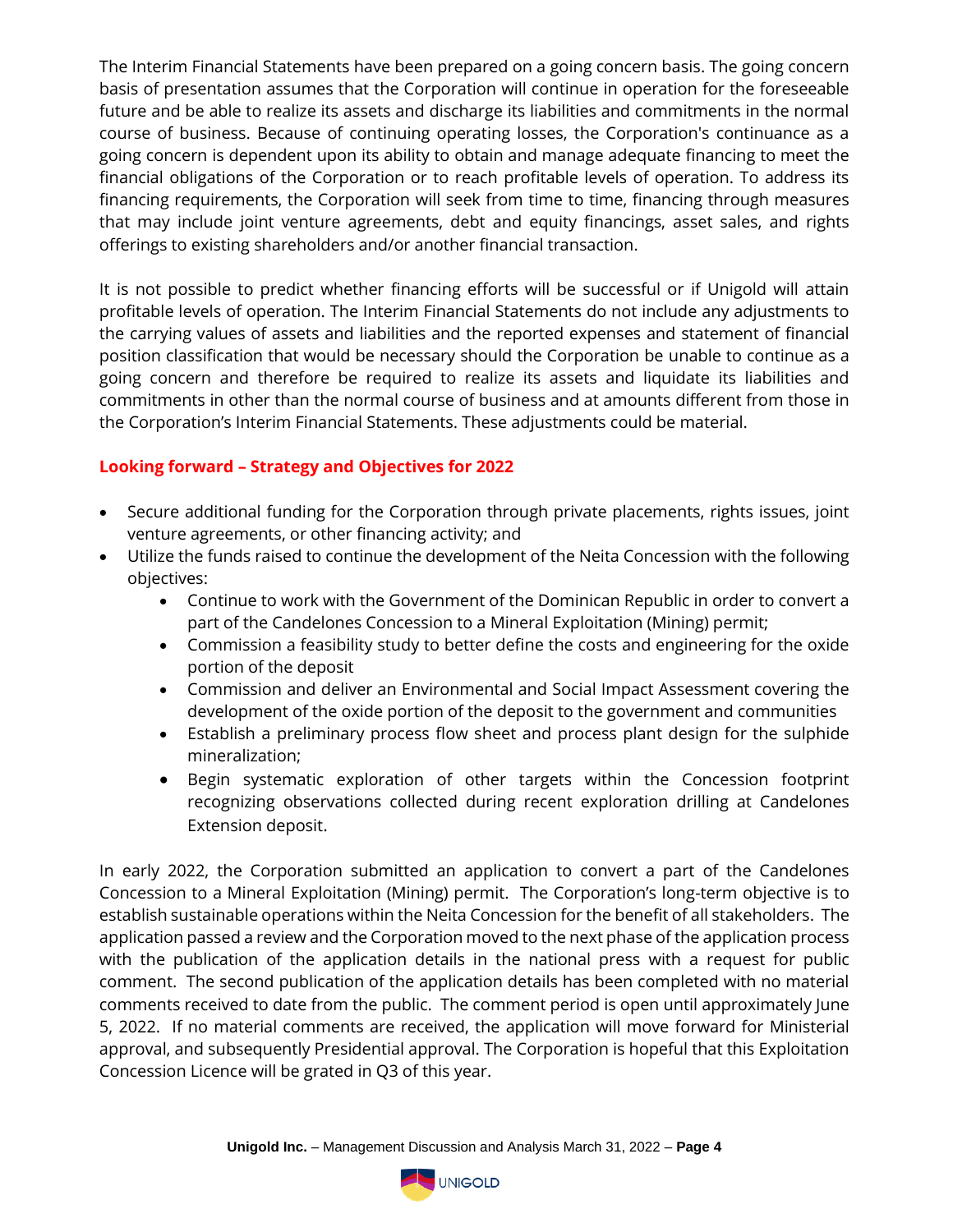The Interim Financial Statements have been prepared on a going concern basis. The going concern basis of presentation assumes that the Corporation will continue in operation for the foreseeable future and be able to realize its assets and discharge its liabilities and commitments in the normal course of business. Because of continuing operating losses, the Corporation's continuance as a going concern is dependent upon its ability to obtain and manage adequate financing to meet the financial obligations of the Corporation or to reach profitable levels of operation. To address its financing requirements, the Corporation will seek from time to time, financing through measures that may include joint venture agreements, debt and equity financings, asset sales, and rights offerings to existing shareholders and/or another financial transaction.

It is not possible to predict whether financing efforts will be successful or if Unigold will attain profitable levels of operation. The Interim Financial Statements do not include any adjustments to the carrying values of assets and liabilities and the reported expenses and statement of financial position classification that would be necessary should the Corporation be unable to continue as a going concern and therefore be required to realize its assets and liquidate its liabilities and commitments in other than the normal course of business and at amounts different from those in the Corporation's Interim Financial Statements. These adjustments could be material.

## Looking forward – Strategy and Objectives for 2022

- Secure additional funding for the Corporation through private placements, rights issues, joint venture agreements, or other financing activity; and
- Utilize the funds raised to continue the development of the Neita Concession with the following objectives:
  - Continue to work with the Government of the Dominican Republic in order to convert a part of the Candelones Concession to a Mineral Exploitation (Mining) permit;
  - Commission a feasibility study to better define the costs and engineering for the oxide portion of the deposit
  - Commission and deliver an Environmental and Social Impact Assessment covering the development of the oxide portion of the deposit to the government and communities
  - Establish a preliminary process flow sheet and process plant design for the sulphide mineralization;
  - Begin systematic exploration of other targets within the Concession footprint recognizing observations collected during recent exploration drilling at Candelones Extension deposit.

In early 2022, the Corporation submitted an application to convert a part of the Candelones Concession to a Mineral Exploitation (Mining) permit. The Corporation's long-term objective is to establish sustainable operations within the Neita Concession for the benefit of all stakeholders. The application passed a review and the Corporation moved to the next phase of the application process with the publication of the application details in the national press with a request for public comment. The second publication of the application details has been completed with no material comments received to date from the public. The comment period is open until approximately June 5, 2022. If no material comments are received, the application will move forward for Ministerial approval, and subsequently Presidential approval. The Corporation is hopeful that this Exploitation Concession Licence will be grated in Q3 of this year.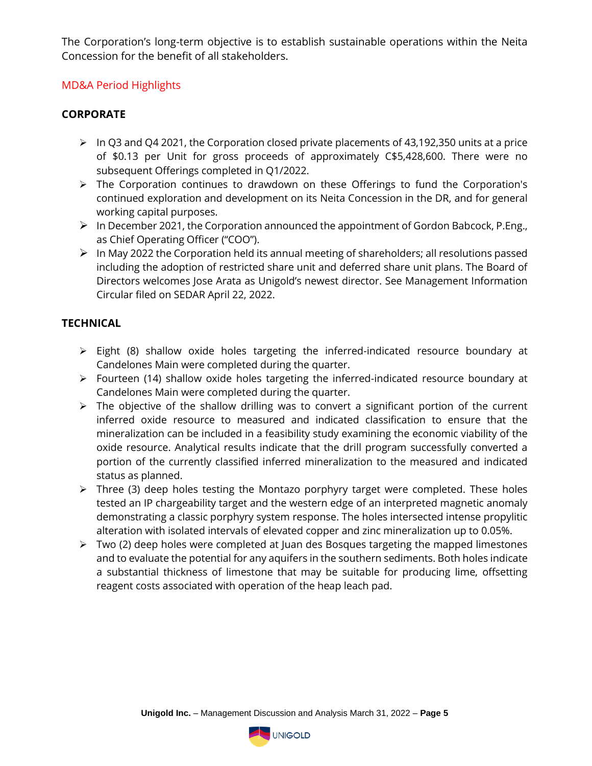The Corporation's long-term objective is to establish sustainable operations within the Neita Concession for the benefit of all stakeholders.

## MD&A Period Highlights

### CORPORATE

- In Q3 and Q4 2021, the Corporation closed private placements of 43,192,350 units at a price of $0.13 per Unit for gross proceeds of approximately C$5,428,600. There were no subsequent Offerings completed in Q1/2022.
- The Corporation continues to drawdown on these Offerings to fund the Corporation's continued exploration and development on its Neita Concession in the DR, and for general working capital purposes.
- In December 2021, the Corporation announced the appointment of Gordon Babcock, P.Eng., as Chief Operating Officer ("COO").
- In May 2022 the Corporation held its annual meeting of shareholders; all resolutions passed including the adoption of restricted share unit and deferred share unit plans. The Board of Directors welcomes Jose Arata as Unigold's newest director. See Management Information Circular filed on SEDAR April 22, 2022.

### TECHNICAL

- Eight (8) shallow oxide holes targeting the inferred-indicated resource boundary at Candelones Main were completed during the quarter.
- Fourteen (14) shallow oxide holes targeting the inferred-indicated resource boundary at Candelones Main were completed during the quarter.
- The objective of the shallow drilling was to convert a significant portion of the current inferred oxide resource to measured and indicated classification to ensure that the mineralization can be included in a feasibility study examining the economic viability of the oxide resource. Analytical results indicate that the drill program successfully converted a portion of the currently classified inferred mineralization to the measured and indicated status as planned.
- Three (3) deep holes testing the Montazo porphyry target were completed. These holes tested an IP chargeability target and the western edge of an interpreted magnetic anomaly demonstrating a classic porphyry system response. The holes intersected intense propylitic alteration with isolated intervals of elevated copper and zinc mineralization up to 0.05%.
- Two (2) deep holes were completed at Juan des Bosques targeting the mapped limestones and to evaluate the potential for any aquifers in the southern sediments. Both holes indicate a substantial thickness of limestone that may be suitable for producing lime, offsetting reagent costs associated with operation of the heap leach pad.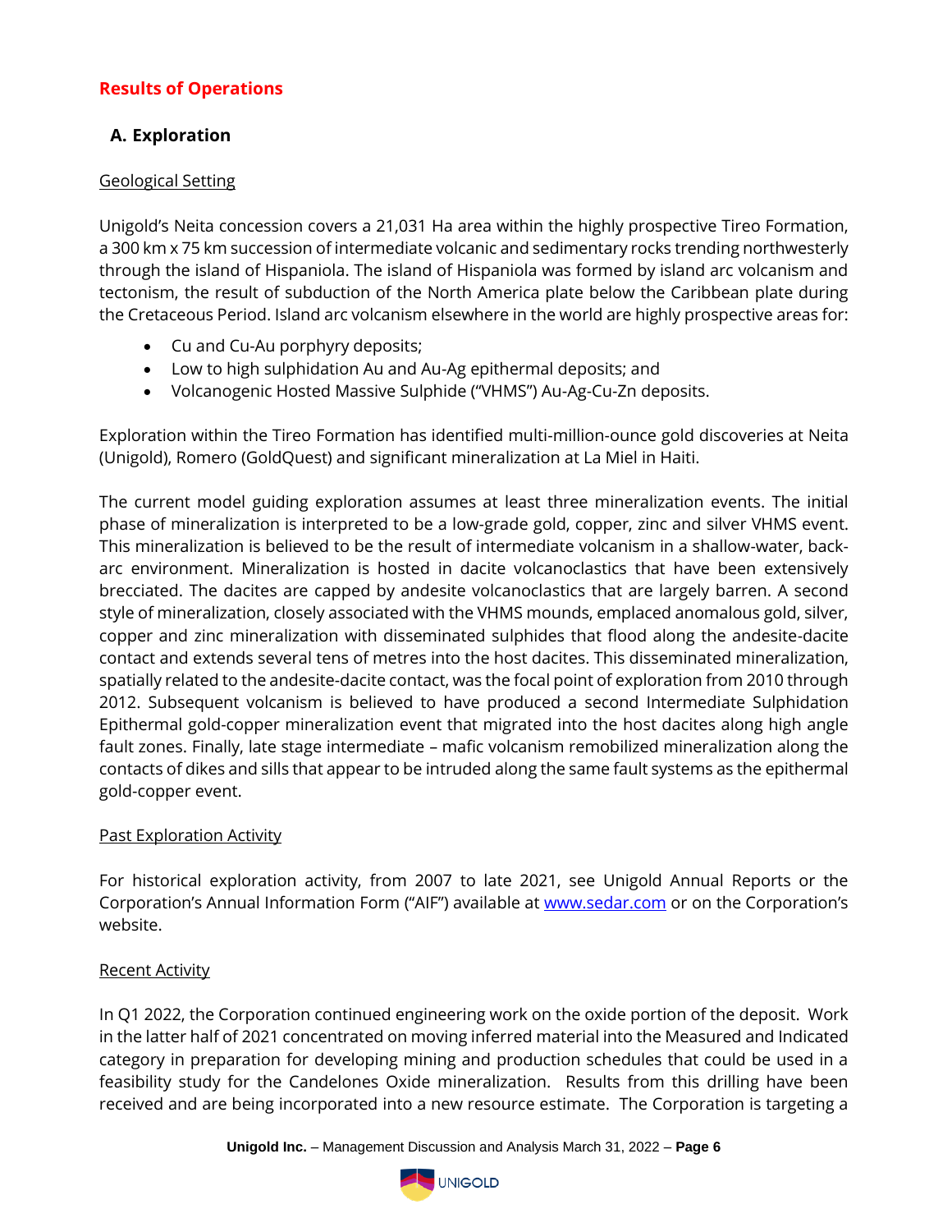## Results of Operations

### A. Exploration

Geological Setting

Unigold's Neita concession covers a 21,031 Ha area within the highly prospective Tireo Formation, a 300 km x 75 km succession of intermediate volcanic and sedimentary rocks trending northwesterly through the island of Hispaniola. The island of Hispaniola was formed by island arc volcanism and tectonism, the result of subduction of the North America plate below the Caribbean plate during the Cretaceous Period. Island arc volcanism elsewhere in the world are highly prospective areas for:

- Cu and Cu-Au porphyry deposits;
- Low to high sulphidation Au and Au-Ag epithermal deposits; and
- Volcanogenic Hosted Massive Sulphide ("VHMS") Au-Ag-Cu-Zn deposits.

Exploration within the Tireo Formation has identified multi-million-ounce gold discoveries at Neita (Unigold), Romero (GoldQuest) and significant mineralization at La Miel in Haiti.

The current model guiding exploration assumes at least three mineralization events. The initial phase of mineralization is interpreted to be a low-grade gold, copper, zinc and silver VHMS event. This mineralization is believed to be the result of intermediate volcanism in a shallow-water, back-arc environment. Mineralization is hosted in dacite volcanoclastics that have been extensively brecciated. The dacites are capped by andesite volcanoclastics that are largely barren. A second style of mineralization, closely associated with the VHMS mounds, emplaced anomalous gold, silver, copper and zinc mineralization with disseminated sulphides that flood along the andesite-dacite contact and extends several tens of metres into the host dacites. This disseminated mineralization, spatially related to the andesite-dacite contact, was the focal point of exploration from 2010 through 2012. Subsequent volcanism is believed to have produced a second Intermediate Sulphidation Epithermal gold-copper mineralization event that migrated into the host dacites along high angle fault zones. Finally, late stage intermediate – mafic volcanism remobilized mineralization along the contacts of dikes and sills that appear to be intruded along the same fault systems as the epithermal gold-copper event.

Past Exploration Activity

For historical exploration activity, from 2007 to late 2021, see Unigold Annual Reports or the Corporation's Annual Information Form ("AIF") available at www.sedar.com or on the Corporation's website.

Recent Activity

In Q1 2022, the Corporation continued engineering work on the oxide portion of the deposit. Work in the latter half of 2021 concentrated on moving inferred material into the Measured and Indicated category in preparation for developing mining and production schedules that could be used in a feasibility study for the Candelones Oxide mineralization. Results from this drilling have been received and are being incorporated into a new resource estimate. The Corporation is targeting a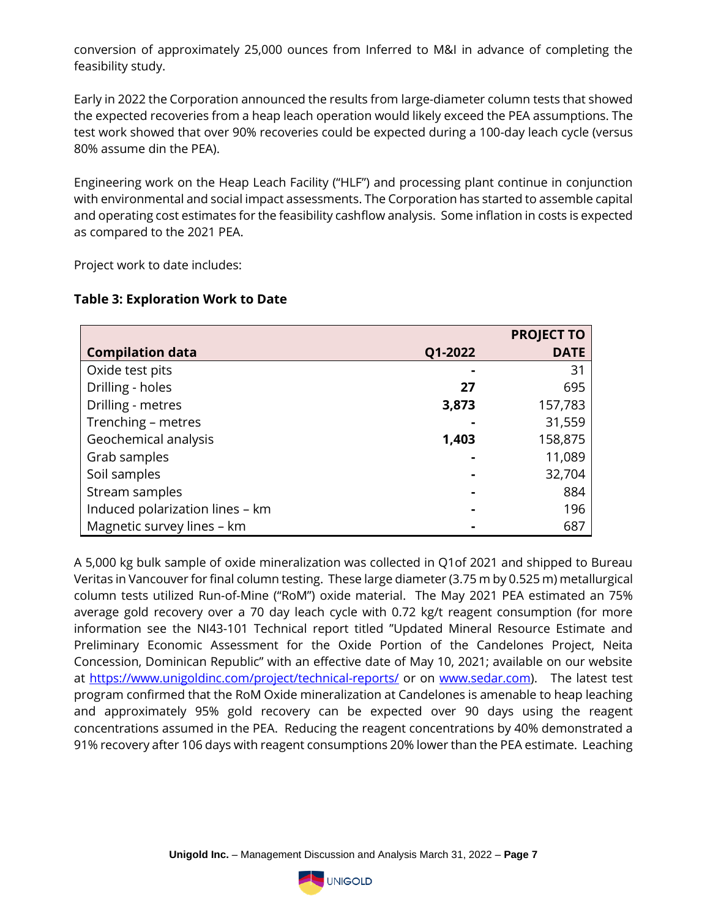conversion of approximately 25,000 ounces from Inferred to M&I in advance of completing the feasibility study.

Early in 2022 the Corporation announced the results from large-diameter column tests that showed the expected recoveries from a heap leach operation would likely exceed the PEA assumptions. The test work showed that over 90% recoveries could be expected during a 100-day leach cycle (versus 80% assume din the PEA).

Engineering work on the Heap Leach Facility ("HLF") and processing plant continue in conjunction with environmental and social impact assessments. The Corporation has started to assemble capital and operating cost estimates for the feasibility cashflow analysis. Some inflation in costs is expected as compared to the 2021 PEA.

Project work to date includes:

**Table 3: Exploration Work to Date**

| Compilation data | Q1-2022 | PROJECT TO DATE |
|---|---|---|
| Oxide test pits | - | 31 |
| Drilling - holes | **27** | 695 |
| Drilling - metres | **3,873** | 157,783 |
| Trenching – metres | - | 31,559 |
| Geochemical analysis | **1,403** | 158,875 |
| Grab samples | - | 11,089 |
| Soil samples | - | 32,704 |
| Stream samples | - | 884 |
| Induced polarization lines – km | - | 196 |
| Magnetic survey lines – km | - | 687 |

A 5,000 kg bulk sample of oxide mineralization was collected in Q1of 2021 and shipped to Bureau Veritas in Vancouver for final column testing. These large diameter (3.75 m by 0.525 m) metallurgical column tests utilized Run-of-Mine ("RoM") oxide material. The May 2021 PEA estimated an 75% average gold recovery over a 70 day leach cycle with 0.72 kg/t reagent consumption (for more information see the NI43-101 Technical report titled "Updated Mineral Resource Estimate and Preliminary Economic Assessment for the Oxide Portion of the Candelones Project, Neita Concession, Dominican Republic" with an effective date of May 10, 2021; available on our website at [https://www.unigoldinc.com/project/technical-reports/](https://www.unigoldinc.com/project/technical-reports/) or on [www.sedar.com](www.sedar.com)). The latest test program confirmed that the RoM Oxide mineralization at Candelones is amenable to heap leaching and approximately 95% gold recovery can be expected over 90 days using the reagent concentrations assumed in the PEA. Reducing the reagent concentrations by 40% demonstrated a 91% recovery after 106 days with reagent consumptions 20% lower than the PEA estimate. Leaching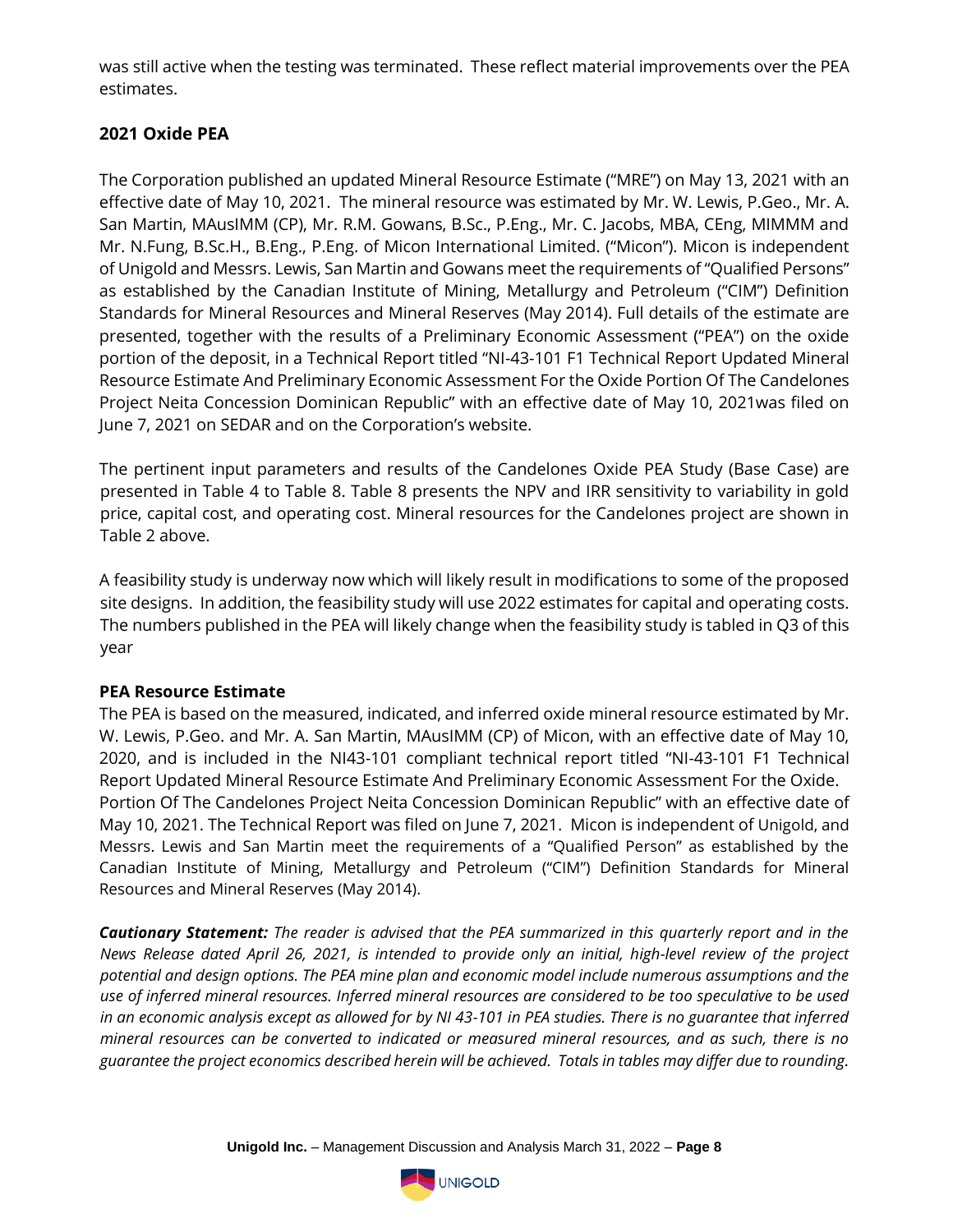was still active when the testing was terminated. These reflect material improvements over the PEA estimates.

## 2021 Oxide PEA

The Corporation published an updated Mineral Resource Estimate ("MRE") on May 13, 2021 with an effective date of May 10, 2021. The mineral resource was estimated by Mr. W. Lewis, P.Geo., Mr. A. San Martin, MAusIMM (CP), Mr. R.M. Gowans, B.Sc., P.Eng., Mr. C. Jacobs, MBA, CEng, MIMMM and Mr. N.Fung, B.Sc.H., B.Eng., P.Eng. of Micon International Limited. ("Micon"). Micon is independent of Unigold and Messrs. Lewis, San Martin and Gowans meet the requirements of "Qualified Persons" as established by the Canadian Institute of Mining, Metallurgy and Petroleum ("CIM") Definition Standards for Mineral Resources and Mineral Reserves (May 2014). Full details of the estimate are presented, together with the results of a Preliminary Economic Assessment ("PEA") on the oxide portion of the deposit, in a Technical Report titled "NI-43-101 F1 Technical Report Updated Mineral Resource Estimate And Preliminary Economic Assessment For the Oxide Portion Of The Candelones Project Neita Concession Dominican Republic" with an effective date of May 10, 2021was filed on June 7, 2021 on SEDAR and on the Corporation's website.

The pertinent input parameters and results of the Candelones Oxide PEA Study (Base Case) are presented in Table 4 to Table 8. Table 8 presents the NPV and IRR sensitivity to variability in gold price, capital cost, and operating cost. Mineral resources for the Candelones project are shown in Table 2 above.

A feasibility study is underway now which will likely result in modifications to some of the proposed site designs. In addition, the feasibility study will use 2022 estimates for capital and operating costs. The numbers published in the PEA will likely change when the feasibility study is tabled in Q3 of this year

### PEA Resource Estimate

The PEA is based on the measured, indicated, and inferred oxide mineral resource estimated by Mr. W. Lewis, P.Geo. and Mr. A. San Martin, MAusIMM (CP) of Micon, with an effective date of May 10, 2020, and is included in the NI43-101 compliant technical report titled "NI-43-101 F1 Technical Report Updated Mineral Resource Estimate And Preliminary Economic Assessment For the Oxide. Portion Of The Candelones Project Neita Concession Dominican Republic" with an effective date of May 10, 2021. The Technical Report was filed on June 7, 2021. Micon is independent of Unigold, and Messrs. Lewis and San Martin meet the requirements of a "Qualified Person" as established by the Canadian Institute of Mining, Metallurgy and Petroleum ("CIM") Definition Standards for Mineral Resources and Mineral Reserves (May 2014).

***Cautionary Statement:*** *The reader is advised that the PEA summarized in this quarterly report and in the News Release dated April 26, 2021, is intended to provide only an initial, high-level review of the project potential and design options. The PEA mine plan and economic model include numerous assumptions and the use of inferred mineral resources. Inferred mineral resources are considered to be too speculative to be used in an economic analysis except as allowed for by NI 43-101 in PEA studies. There is no guarantee that inferred mineral resources can be converted to indicated or measured mineral resources, and as such, there is no guarantee the project economics described herein will be achieved. Totals in tables may differ due to rounding.*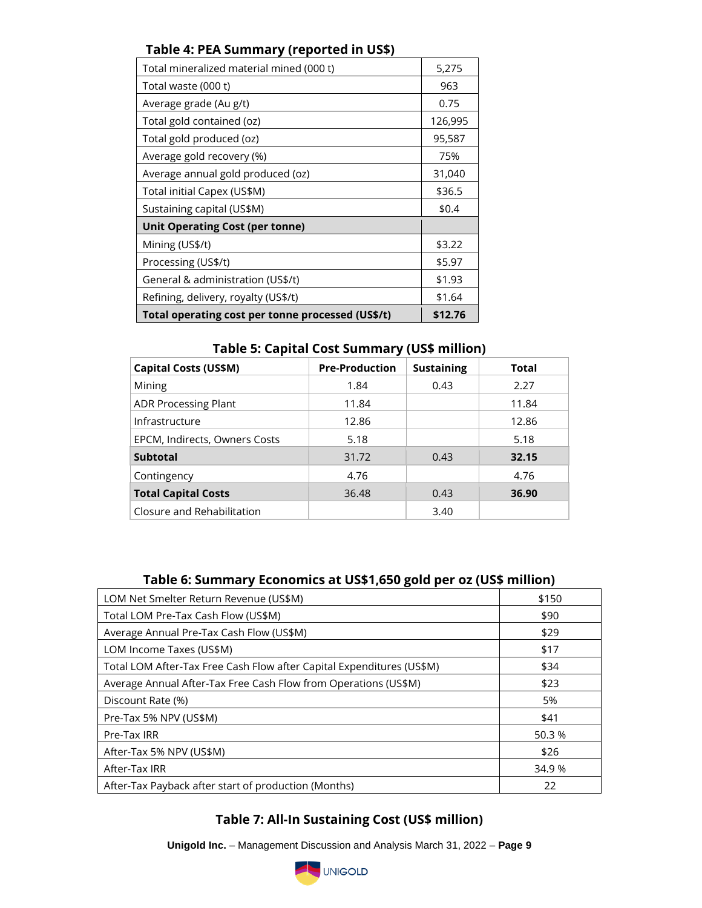### Table 4: PEA Summary (reported in US$)

| | |
|---|---|
| Total mineralized material mined (000 t) | 5,275 |
| Total waste (000 t) | 963 |
| Average grade (Au g/t) | 0.75 |
| Total gold contained (oz) | 126,995 |
| Total gold produced (oz) | 95,587 |
| Average gold recovery (%) | 75% |
| Average annual gold produced (oz) | 31,040 |
| Total initial Capex (US$M) | $36.5 |
| Sustaining capital (US$M) | $0.4 |
| **Unit Operating Cost (per tonne)** | |
| Mining (US$/t) | $3.22 |
| Processing (US$/t) | $5.97 |
| General & administration (US$/t) | $1.93 |
| Refining, delivery, royalty (US$/t) | $1.64 |
| **Total operating cost per tonne processed (US$/t)** | **$12.76** |

### Table 5: Capital Cost Summary (US$ million)

| Capital Costs (US$M) | Pre-Production | Sustaining | Total |
|---|---|---|---|
| Mining | 1.84 | 0.43 | 2.27 |
| ADR Processing Plant | 11.84 | | 11.84 |
| Infrastructure | 12.86 | | 12.86 |
| EPCM, Indirects, Owners Costs | 5.18 | | 5.18 |
| **Subtotal** | 31.72 | 0.43 | **32.15** |
| Contingency | 4.76 | | 4.76 |
| **Total Capital Costs** | 36.48 | 0.43 | **36.90** |
| Closure and Rehabilitation | | 3.40 | |

### Table 6: Summary Economics at US$1,650 gold per oz (US$ million)

| | |
|---|---|
| LOM Net Smelter Return Revenue (US$M) | $150 |
| Total LOM Pre-Tax Cash Flow (US$M) | $90 |
| Average Annual Pre-Tax Cash Flow (US$M) | $29 |
| LOM Income Taxes (US$M) | $17 |
| Total LOM After-Tax Free Cash Flow after Capital Expenditures (US$M) | $34 |
| Average Annual After-Tax Free Cash Flow from Operations (US$M) | $23 |
| Discount Rate (%) | 5% |
| Pre-Tax 5% NPV (US$M) | $41 |
| Pre-Tax IRR | 50.3 % |
| After-Tax 5% NPV (US$M) | $26 |
| After-Tax IRR | 34.9 % |
| After-Tax Payback after start of production (Months) | 22 |

### Table 7: All-In Sustaining Cost (US$ million)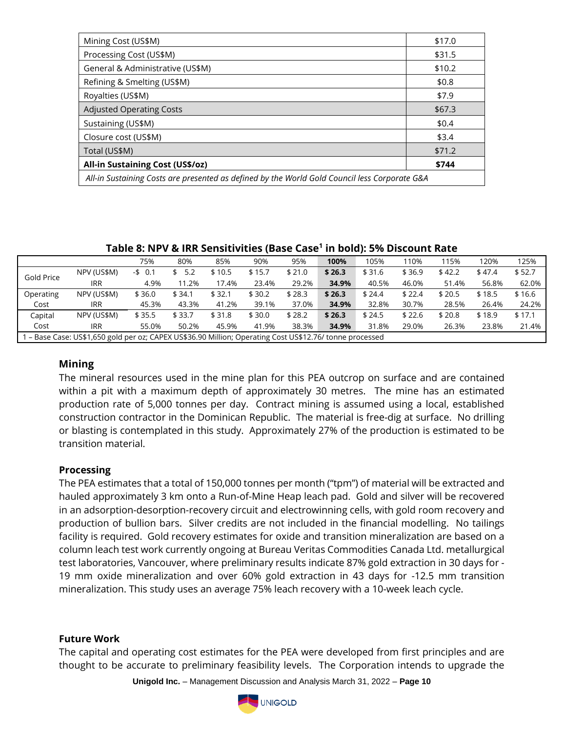| | |
|---|---|
| Mining Cost (US$M) | $17.0 |
| Processing Cost (US$M) | $31.5 |
| General & Administrative (US$M) | $10.2 |
| Refining & Smelting (US$M) | $0.8 |
| Royalties (US$M) | $7.9 |
| Adjusted Operating Costs | $67.3 |
| Sustaining (US$M) | $0.4 |
| Closure cost (US$M) | $3.4 |
| Total (US$M) | $71.2 |
| **All-in Sustaining Cost (US$/oz)** | **$744** |
| *All-in Sustaining Costs are presented as defined by the World Gold Council less Corporate G&A* | |

**Table 8: NPV & IRR Sensitivities (Base Case[1] in bold): 5% Discount Rate**

| | | 75% | 80% | 85% | 90% | 95% | **100%** | 105% | 110% | 115% | 120% | 125% |
|---|---|---|---|---|---|---|---|---|---|---|---|---|
| Gold Price | NPV (US$M) | -$ 0.1 | $ 5.2 | $ 10.5 | $ 15.7 | $ 21.0 | **$ 26.3** | $ 31.6 | $ 36.9 | $ 42.2 | $ 47.4 | $ 52.7 |
| | IRR | 4.9% | 11.2% | 17.4% | 23.4% | 29.2% | **34.9%** | 40.5% | 46.0% | 51.4% | 56.8% | 62.0% |
| Operating Cost | NPV (US$M) | $ 36.0 | $ 34.1 | $ 32.1 | $ 30.2 | $ 28.3 | **$ 26.3** | $ 24.4 | $ 22.4 | $ 20.5 | $ 18.5 | $ 16.6 |
| | IRR | 45.3% | 43.3% | 41.2% | 39.1% | 37.0% | **34.9%** | 32.8% | 30.7% | 28.5% | 26.4% | 24.2% |
| Capital Cost | NPV (US$M) | $ 35.5 | $ 33.7 | $ 31.8 | $ 30.0 | $ 28.2 | **$ 26.3** | $ 24.5 | $ 22.6 | $ 20.8 | $ 18.9 | $ 17.1 |
| | IRR | 55.0% | 50.2% | 45.9% | 41.9% | 38.3% | **34.9%** | 31.8% | 29.0% | 26.3% | 23.8% | 21.4% |

1 – Base Case: US$1,650 gold per oz; CAPEX US$36.90 Million; Operating Cost US$12.76/ tonne processed

## Mining

The mineral resources used in the mine plan for this PEA outcrop on surface and are contained within a pit with a maximum depth of approximately 30 metres. The mine has an estimated production rate of 5,000 tonnes per day. Contract mining is assumed using a local, established construction contractor in the Dominican Republic. The material is free-dig at surface. No drilling or blasting is contemplated in this study. Approximately 27% of the production is estimated to be transition material.

## Processing

The PEA estimates that a total of 150,000 tonnes per month ("tpm") of material will be extracted and hauled approximately 3 km onto a Run-of-Mine Heap leach pad. Gold and silver will be recovered in an adsorption-desorption-recovery circuit and electrowinning cells, with gold room recovery and production of bullion bars. Silver credits are not included in the financial modelling. No tailings facility is required. Gold recovery estimates for oxide and transition mineralization are based on a column leach test work currently ongoing at Bureau Veritas Commodities Canada Ltd. metallurgical test laboratories, Vancouver, where preliminary results indicate 87% gold extraction in 30 days for -19 mm oxide mineralization and over 60% gold extraction in 43 days for -12.5 mm transition mineralization. This study uses an average 75% leach recovery with a 10-week leach cycle.

## Future Work

The capital and operating cost estimates for the PEA were developed from first principles and are thought to be accurate to preliminary feasibility levels. The Corporation intends to upgrade the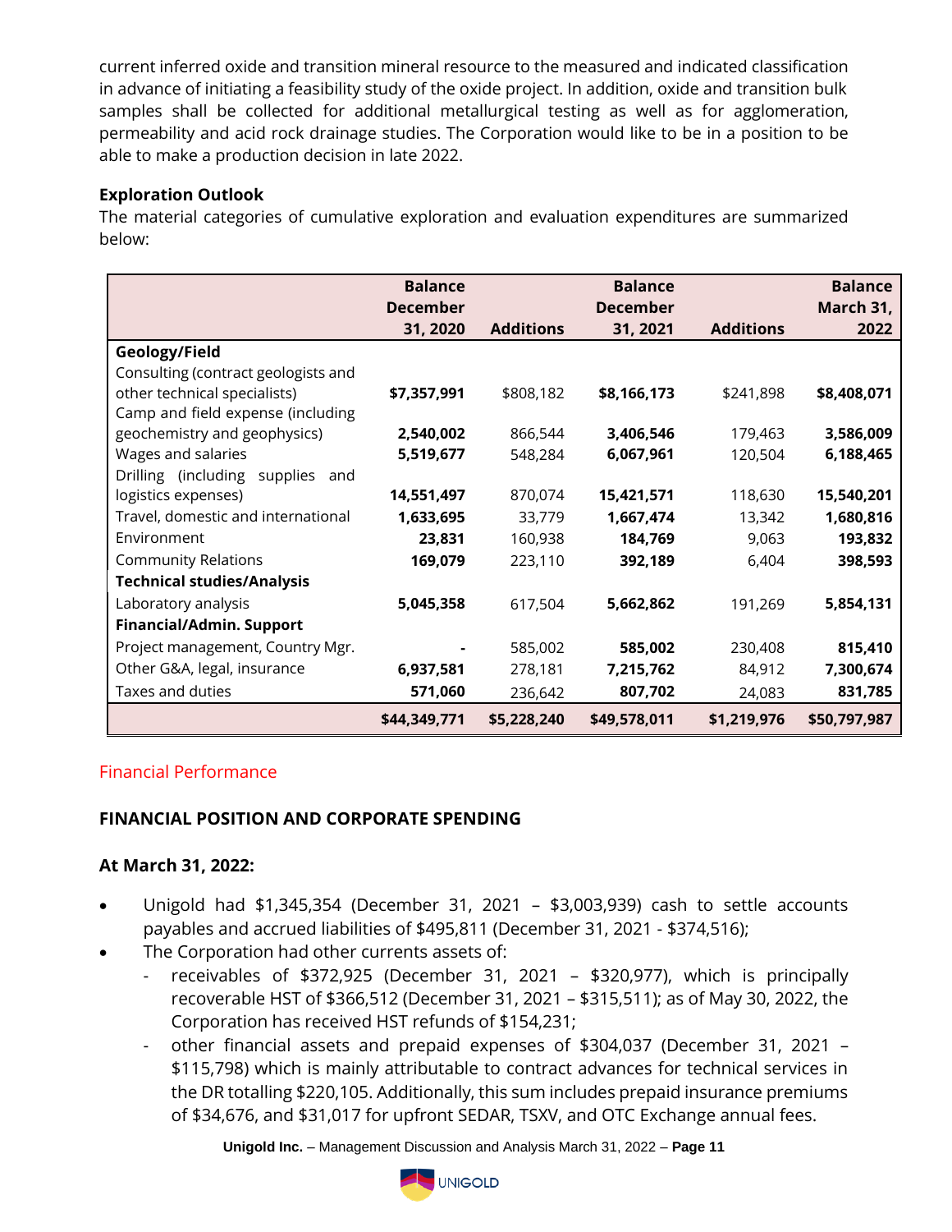current inferred oxide and transition mineral resource to the measured and indicated classification in advance of initiating a feasibility study of the oxide project. In addition, oxide and transition bulk samples shall be collected for additional metallurgical testing as well as for agglomeration, permeability and acid rock drainage studies. The Corporation would like to be in a position to be able to make a production decision in late 2022.

**Exploration Outlook**

The material categories of cumulative exploration and evaluation expenditures are summarized below:

| | Balance December 31, 2020 | Additions | Balance December 31, 2021 | Additions | Balance March 31, 2022 |
|---|---|---|---|---|---|
| **Geology/Field** | | | | | |
| Consulting (contract geologists and other technical specialists) | **$7,357,991** | $808,182 | **$8,166,173** | $241,898 | **$8,408,071** |
| Camp and field expense (including geochemistry and geophysics) | **2,540,002** | 866,544 | **3,406,546** | 179,463 | **3,586,009** |
| Wages and salaries | **5,519,677** | 548,284 | **6,067,961** | 120,504 | **6,188,465** |
| Drilling (including supplies and logistics expenses) | **14,551,497** | 870,074 | **15,421,571** | 118,630 | **15,540,201** |
| Travel, domestic and international | **1,633,695** | 33,779 | **1,667,474** | 13,342 | **1,680,816** |
| Environment | **23,831** | 160,938 | **184,769** | 9,063 | **193,832** |
| Community Relations | **169,079** | 223,110 | **392,189** | 6,404 | **398,593** |
| **Technical studies/Analysis** | | | | | |
| Laboratory analysis | **5,045,358** | 617,504 | **5,662,862** | 191,269 | **5,854,131** |
| **Financial/Admin. Support** | | | | | |
| Project management, Country Mgr. | **-** | 585,002 | **585,002** | 230,408 | **815,410** |
| Other G&A, legal, insurance | **6,937,581** | 278,181 | **7,215,762** | 84,912 | **7,300,674** |
| Taxes and duties | **571,060** | 236,642 | **807,702** | 24,083 | **831,785** |
| | **$44,349,771** | **$5,228,240** | **$49,578,011** | **$1,219,976** | **$50,797,987** |

## Financial Performance

### FINANCIAL POSITION AND CORPORATE SPENDING

### At March 31, 2022:

- Unigold had $1,345,354 (December 31, 2021 – $3,003,939) cash to settle accounts payables and accrued liabilities of $495,811 (December 31, 2021 - $374,516);
- The Corporation had other currents assets of:
  - receivables of $372,925 (December 31, 2021 – $320,977), which is principally recoverable HST of $366,512 (December 31, 2021 – $315,511); as of May 30, 2022, the Corporation has received HST refunds of $154,231;
  - other financial assets and prepaid expenses of $304,037 (December 31, 2021 – $115,798) which is mainly attributable to contract advances for technical services in the DR totalling $220,105. Additionally, this sum includes prepaid insurance premiums of $34,676, and $31,017 for upfront SEDAR, TSXV, and OTC Exchange annual fees.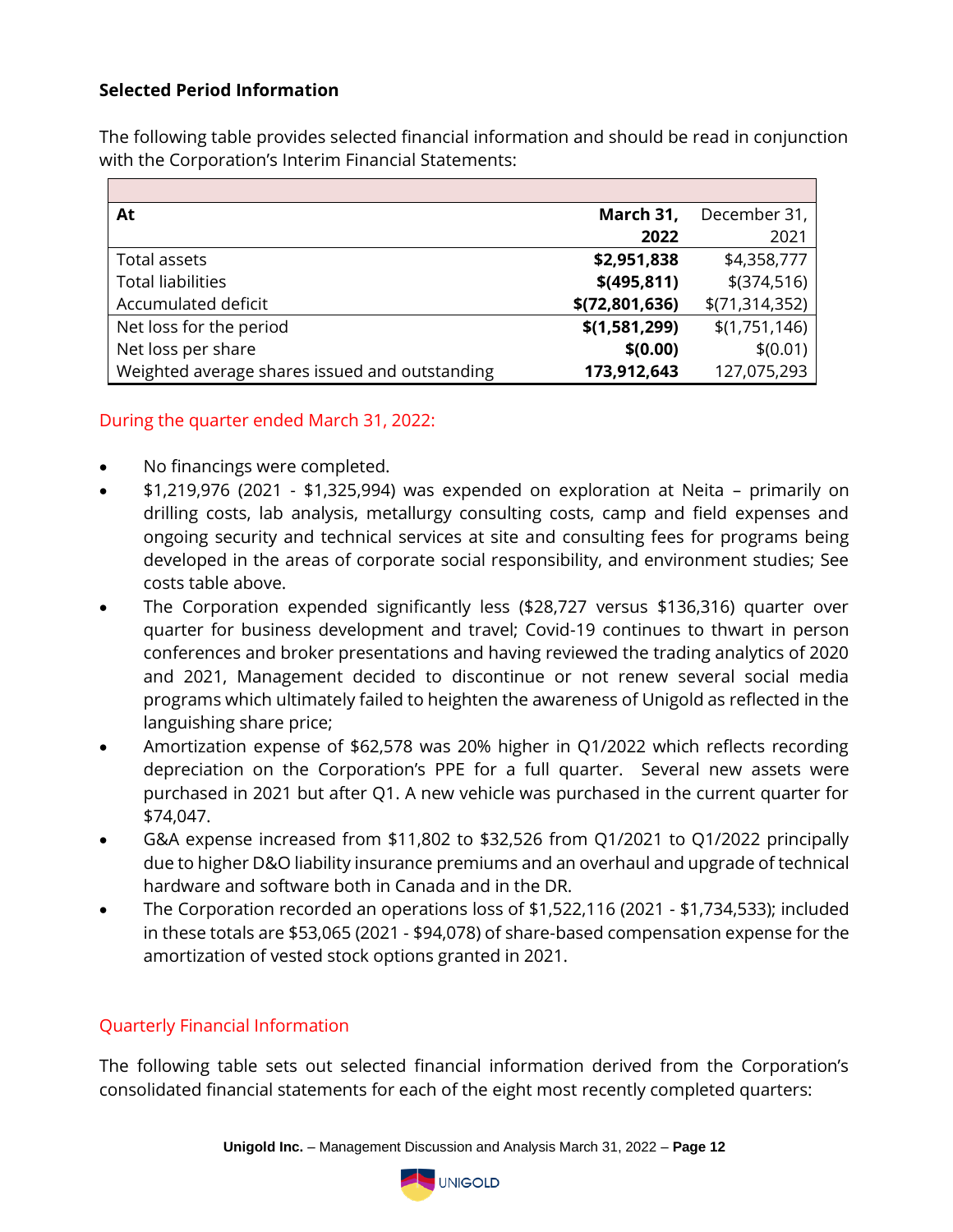### Selected Period Information

The following table provides selected financial information and should be read in conjunction with the Corporation's Interim Financial Statements:

| At | **March 31, 2022** | December 31, 2021 |
|---|---|---|
| Total assets | **$2,951,838** | $4,358,777 |
| Total liabilities | **$(495,811)** | $(374,516) |
| Accumulated deficit | **$(72,801,636)** | $(71,314,352) |
| Net loss for the period | **$(1,581,299)** | $(1,751,146) |
| Net loss per share | **$(0.00)** | $(0.01) |
| Weighted average shares issued and outstanding | **173,912,643** | 127,075,293 |

During the quarter ended March 31, 2022:

- No financings were completed.
- $1,219,976 (2021 - $1,325,994) was expended on exploration at Neita – primarily on drilling costs, lab analysis, metallurgy consulting costs, camp and field expenses and ongoing security and technical services at site and consulting fees for programs being developed in the areas of corporate social responsibility, and environment studies; See costs table above.
- The Corporation expended significantly less ($28,727 versus $136,316) quarter over quarter for business development and travel; Covid-19 continues to thwart in person conferences and broker presentations and having reviewed the trading analytics of 2020 and 2021, Management decided to discontinue or not renew several social media programs which ultimately failed to heighten the awareness of Unigold as reflected in the languishing share price;
- Amortization expense of $62,578 was 20% higher in Q1/2022 which reflects recording depreciation on the Corporation's PPE for a full quarter. Several new assets were purchased in 2021 but after Q1. A new vehicle was purchased in the current quarter for $74,047.
- G&A expense increased from $11,802 to $32,526 from Q1/2021 to Q1/2022 principally due to higher D&O liability insurance premiums and an overhaul and upgrade of technical hardware and software both in Canada and in the DR.
- The Corporation recorded an operations loss of $1,522,116 (2021 - $1,734,533); included in these totals are $53,065 (2021 - $94,078) of share-based compensation expense for the amortization of vested stock options granted in 2021.

Quarterly Financial Information

The following table sets out selected financial information derived from the Corporation's consolidated financial statements for each of the eight most recently completed quarters: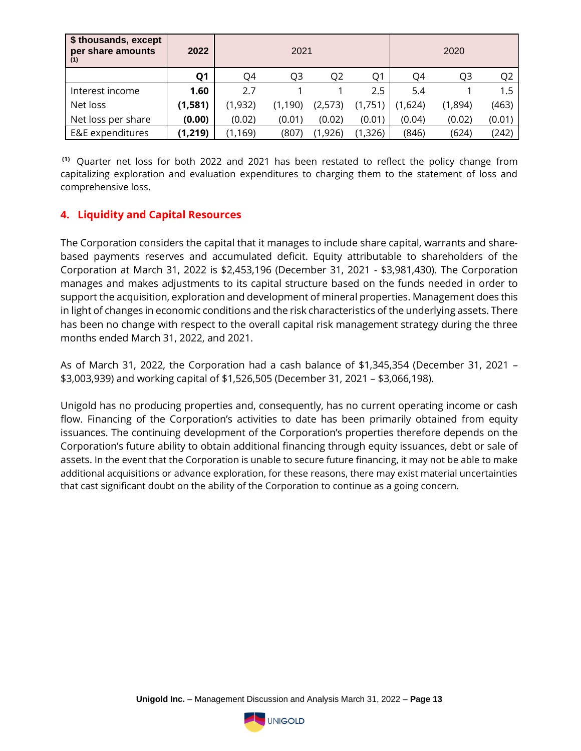| $ thousands, except per share amounts [(1)] | 2022 | 2021 | | | | 2020 | | |
|---|---|---|---|---|---|---|---|---|
| | **Q1** | Q4 | Q3 | Q2 | Q1 | Q4 | Q3 | Q2 |
| Interest income | **1.60** | 2.7 | 1 | 1 | 2.5 | 5.4 | 1 | 1.5 |
| Net loss | **(1,581)** | (1,932) | (1,190) | (2,573) | (1,751) | (1,624) | (1,894) | (463) |
| Net loss per share | **(0.00)** | (0.02) | (0.01) | (0.02) | (0.01) | (0.04) | (0.02) | (0.01) |
| E&E expenditures | **(1,219)** | (1,169) | (807) | (1,926) | (1,326) | (846) | (624) | (242) |

[(1)] Quarter net loss for both 2022 and 2021 has been restated to reflect the policy change from capitalizing exploration and evaluation expenditures to charging them to the statement of loss and comprehensive loss.

## 4. Liquidity and Capital Resources

The Corporation considers the capital that it manages to include share capital, warrants and share-based payments reserves and accumulated deficit. Equity attributable to shareholders of the Corporation at March 31, 2022 is $2,453,196 (December 31, 2021 - $3,981,430). The Corporation manages and makes adjustments to its capital structure based on the funds needed in order to support the acquisition, exploration and development of mineral properties. Management does this in light of changes in economic conditions and the risk characteristics of the underlying assets. There has been no change with respect to the overall capital risk management strategy during the three months ended March 31, 2022, and 2021.

As of March 31, 2022, the Corporation had a cash balance of $1,345,354 (December 31, 2021 – $3,003,939) and working capital of $1,526,505 (December 31, 2021 – $3,066,198).

Unigold has no producing properties and, consequently, has no current operating income or cash flow. Financing of the Corporation's activities to date has been primarily obtained from equity issuances. The continuing development of the Corporation's properties therefore depends on the Corporation's future ability to obtain additional financing through equity issuances, debt or sale of assets. In the event that the Corporation is unable to secure future financing, it may not be able to make additional acquisitions or advance exploration, for these reasons, there may exist material uncertainties that cast significant doubt on the ability of the Corporation to continue as a going concern.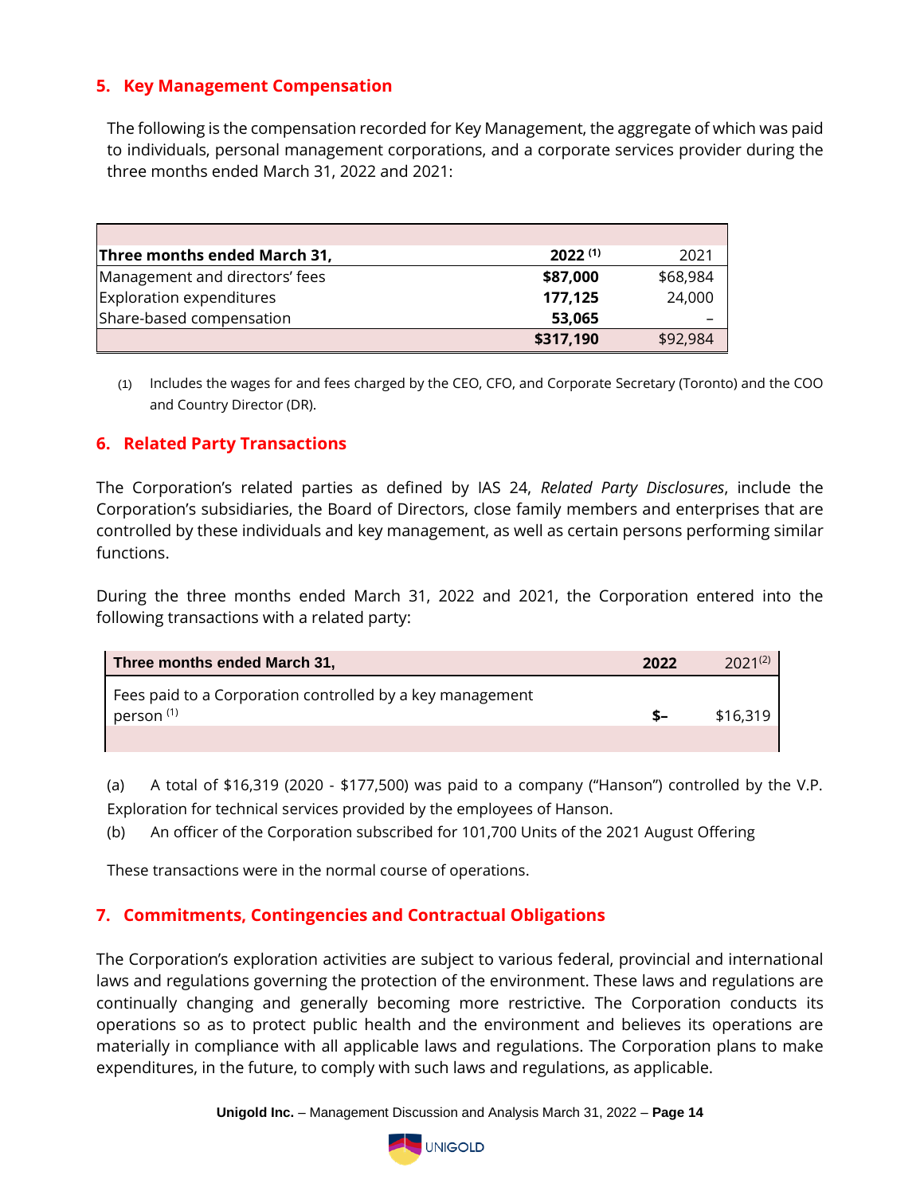## 5. Key Management Compensation

The following is the compensation recorded for Key Management, the aggregate of which was paid to individuals, personal management corporations, and a corporate services provider during the three months ended March 31, 2022 and 2021:

| **Three months ended March 31,** | **2022** [(1)] | 2021 |
|---|---|---|
| Management and directors' fees | **$87,000** | $68,984 |
| Exploration expenditures | **177,125** | 24,000 |
| Share-based compensation | **53,065** | – |
| | **$317,190** | $92,984 |

(1) Includes the wages for and fees charged by the CEO, CFO, and Corporate Secretary (Toronto) and the COO and Country Director (DR).

## 6. Related Party Transactions

The Corporation's related parties as defined by IAS 24, *Related Party Disclosures*, include the Corporation's subsidiaries, the Board of Directors, close family members and enterprises that are controlled by these individuals and key management, as well as certain persons performing similar functions.

During the three months ended March 31, 2022 and 2021, the Corporation entered into the following transactions with a related party:

| **Three months ended March 31,** | **2022** | 2021[(2)] |
|---|---|---|
| Fees paid to a Corporation controlled by a key management person [(1)] | **$–** | $16,319 |

(a) A total of $16,319 (2020 - $177,500) was paid to a company ("Hanson") controlled by the V.P. Exploration for technical services provided by the employees of Hanson.

(b) An officer of the Corporation subscribed for 101,700 Units of the 2021 August Offering

These transactions were in the normal course of operations.

## 7. Commitments, Contingencies and Contractual Obligations

The Corporation's exploration activities are subject to various federal, provincial and international laws and regulations governing the protection of the environment. These laws and regulations are continually changing and generally becoming more restrictive. The Corporation conducts its operations so as to protect public health and the environment and believes its operations are materially in compliance with all applicable laws and regulations. The Corporation plans to make expenditures, in the future, to comply with such laws and regulations, as applicable.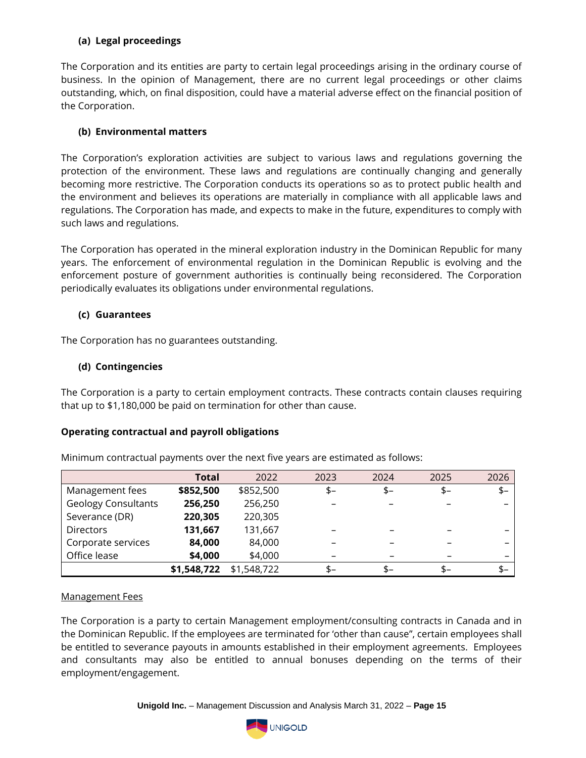**(a) Legal proceedings**

The Corporation and its entities are party to certain legal proceedings arising in the ordinary course of business. In the opinion of Management, there are no current legal proceedings or other claims outstanding, which, on final disposition, could have a material adverse effect on the financial position of the Corporation.

**(b) Environmental matters**

The Corporation's exploration activities are subject to various laws and regulations governing the protection of the environment. These laws and regulations are continually changing and generally becoming more restrictive. The Corporation conducts its operations so as to protect public health and the environment and believes its operations are materially in compliance with all applicable laws and regulations. The Corporation has made, and expects to make in the future, expenditures to comply with such laws and regulations.

The Corporation has operated in the mineral exploration industry in the Dominican Republic for many years. The enforcement of environmental regulation in the Dominican Republic is evolving and the enforcement posture of government authorities is continually being reconsidered. The Corporation periodically evaluates its obligations under environmental regulations.

**(c) Guarantees**

The Corporation has no guarantees outstanding.

**(d) Contingencies**

The Corporation is a party to certain employment contracts. These contracts contain clauses requiring that up to $1,180,000 be paid on termination for other than cause.

**Operating contractual and payroll obligations**

Minimum contractual payments over the next five years are estimated as follows:

| | **Total** | 2022 | 2023 | 2024 | 2025 | 2026 |
|---|---|---|---|---|---|---|
| Management fees | **$852,500** | $852,500 | $– | $– | $– | $– |
| Geology Consultants | **256,250** | 256,250 | – | – | – | – |
| Severance (DR) | **220,305** | 220,305 | | | | |
| Directors | **131,667** | 131,667 | – | – | – | – |
| Corporate services | **84,000** | 84,000 | – | – | – | – |
| Office lease | **$4,000** | $4,000 | – | – | – | – |
| | **$1,548,722** | $1,548,722 | $– | $– | $– | $– |

Management Fees

The Corporation is a party to certain Management employment/consulting contracts in Canada and in the Dominican Republic. If the employees are terminated for 'other than cause", certain employees shall be entitled to severance payouts in amounts established in their employment agreements. Employees and consultants may also be entitled to annual bonuses depending on the terms of their employment/engagement.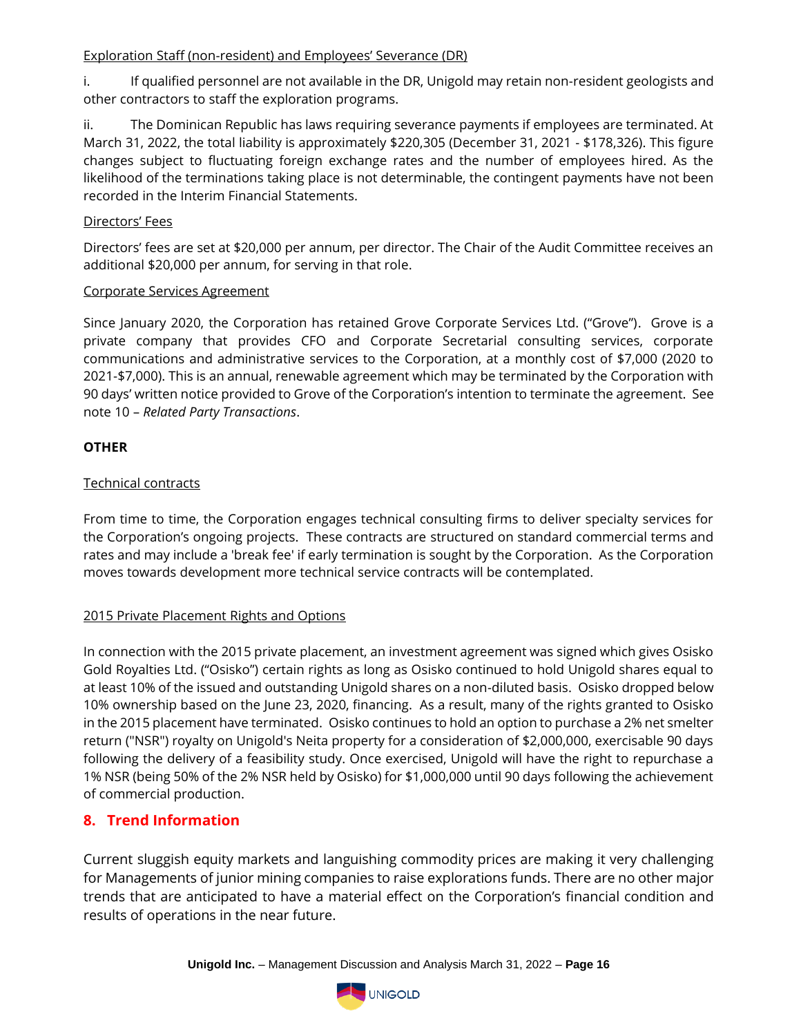Exploration Staff (non-resident) and Employees' Severance (DR)

i. If qualified personnel are not available in the DR, Unigold may retain non-resident geologists and other contractors to staff the exploration programs.

ii. The Dominican Republic has laws requiring severance payments if employees are terminated. At March 31, 2022, the total liability is approximately $220,305 (December 31, 2021 - $178,326). This figure changes subject to fluctuating foreign exchange rates and the number of employees hired. As the likelihood of the terminations taking place is not determinable, the contingent payments have not been recorded in the Interim Financial Statements.

Directors' Fees

Directors' fees are set at $20,000 per annum, per director. The Chair of the Audit Committee receives an additional $20,000 per annum, for serving in that role.

Corporate Services Agreement

Since January 2020, the Corporation has retained Grove Corporate Services Ltd. ("Grove"). Grove is a private company that provides CFO and Corporate Secretarial consulting services, corporate communications and administrative services to the Corporation, at a monthly cost of $7,000 (2020 to 2021-$7,000). This is an annual, renewable agreement which may be terminated by the Corporation with 90 days' written notice provided to Grove of the Corporation's intention to terminate the agreement. See note 10 – *Related Party Transactions*.

**OTHER**

Technical contracts

From time to time, the Corporation engages technical consulting firms to deliver specialty services for the Corporation's ongoing projects. These contracts are structured on standard commercial terms and rates and may include a 'break fee' if early termination is sought by the Corporation. As the Corporation moves towards development more technical service contracts will be contemplated.

2015 Private Placement Rights and Options

In connection with the 2015 private placement, an investment agreement was signed which gives Osisko Gold Royalties Ltd. ("Osisko") certain rights as long as Osisko continued to hold Unigold shares equal to at least 10% of the issued and outstanding Unigold shares on a non-diluted basis. Osisko dropped below 10% ownership based on the June 23, 2020, financing. As a result, many of the rights granted to Osisko in the 2015 placement have terminated. Osisko continues to hold an option to purchase a 2% net smelter return ("NSR") royalty on Unigold's Neita property for a consideration of $2,000,000, exercisable 90 days following the delivery of a feasibility study. Once exercised, Unigold will have the right to repurchase a 1% NSR (being 50% of the 2% NSR held by Osisko) for $1,000,000 until 90 days following the achievement of commercial production.

## 8. Trend Information

Current sluggish equity markets and languishing commodity prices are making it very challenging for Managements of junior mining companies to raise explorations funds. There are no other major trends that are anticipated to have a material effect on the Corporation's financial condition and results of operations in the near future.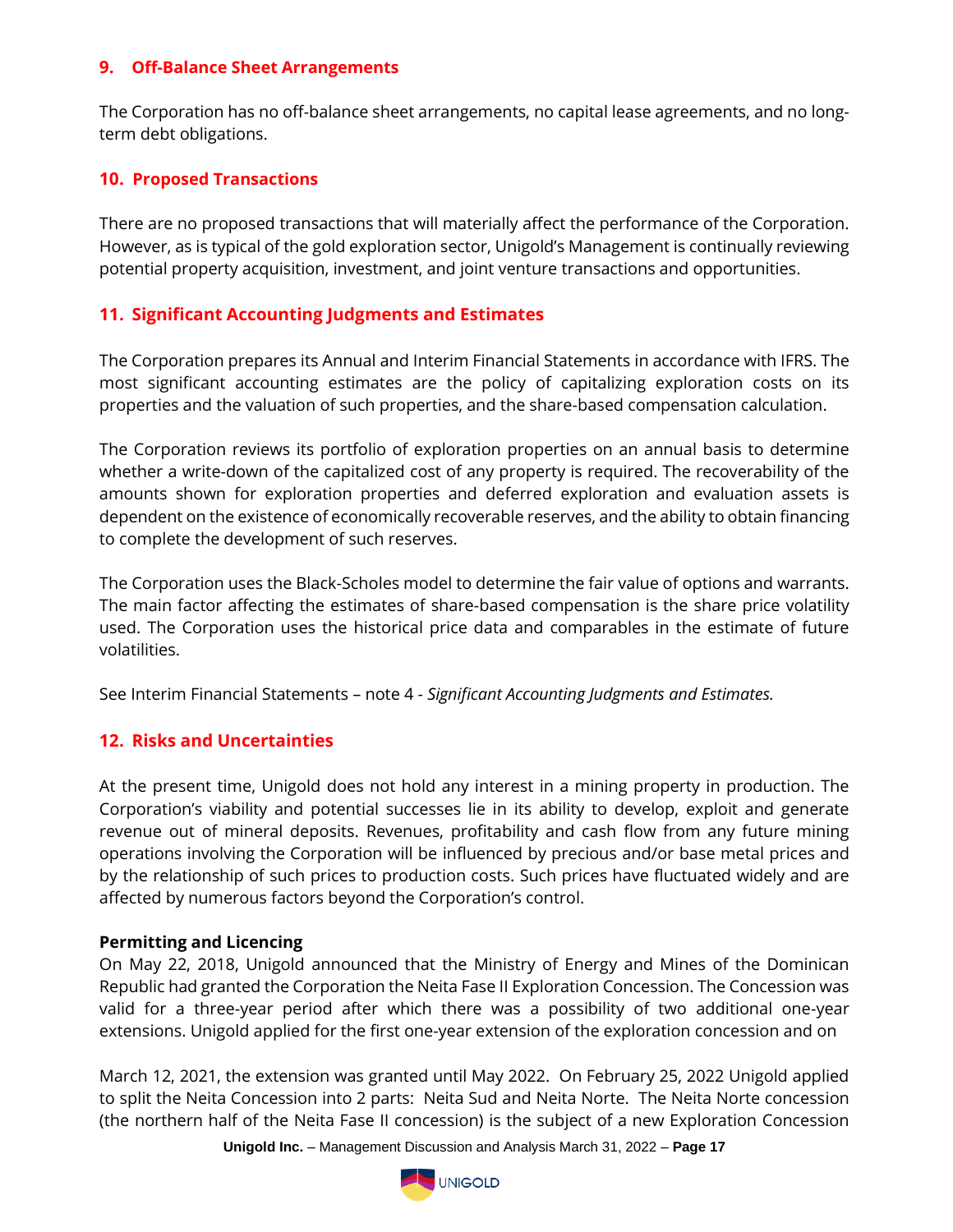## 9. Off-Balance Sheet Arrangements

The Corporation has no off-balance sheet arrangements, no capital lease agreements, and no long-term debt obligations.

## 10. Proposed Transactions

There are no proposed transactions that will materially affect the performance of the Corporation. However, as is typical of the gold exploration sector, Unigold's Management is continually reviewing potential property acquisition, investment, and joint venture transactions and opportunities.

## 11. Significant Accounting Judgments and Estimates

The Corporation prepares its Annual and Interim Financial Statements in accordance with IFRS. The most significant accounting estimates are the policy of capitalizing exploration costs on its properties and the valuation of such properties, and the share-based compensation calculation.

The Corporation reviews its portfolio of exploration properties on an annual basis to determine whether a write-down of the capitalized cost of any property is required. The recoverability of the amounts shown for exploration properties and deferred exploration and evaluation assets is dependent on the existence of economically recoverable reserves, and the ability to obtain financing to complete the development of such reserves.

The Corporation uses the Black-Scholes model to determine the fair value of options and warrants. The main factor affecting the estimates of share-based compensation is the share price volatility used. The Corporation uses the historical price data and comparables in the estimate of future volatilities.

See Interim Financial Statements – note 4 - *Significant Accounting Judgments and Estimates.*

## 12. Risks and Uncertainties

At the present time, Unigold does not hold any interest in a mining property in production. The Corporation's viability and potential successes lie in its ability to develop, exploit and generate revenue out of mineral deposits. Revenues, profitability and cash flow from any future mining operations involving the Corporation will be influenced by precious and/or base metal prices and by the relationship of such prices to production costs. Such prices have fluctuated widely and are affected by numerous factors beyond the Corporation's control.

**Permitting and Licencing**

On May 22, 2018, Unigold announced that the Ministry of Energy and Mines of the Dominican Republic had granted the Corporation the Neita Fase II Exploration Concession. The Concession was valid for a three-year period after which there was a possibility of two additional one-year extensions. Unigold applied for the first one-year extension of the exploration concession and on March 12, 2021, the extension was granted until May 2022. On February 25, 2022 Unigold applied to split the Neita Concession into 2 parts: Neita Sud and Neita Norte. The Neita Norte concession (the northern half of the Neita Fase II concession) is the subject of a new Exploration Concession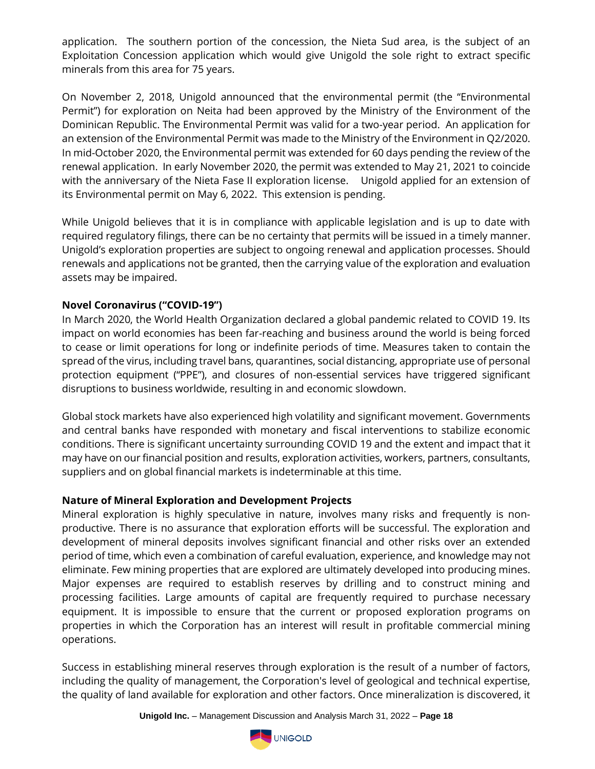application. The southern portion of the concession, the Nieta Sud area, is the subject of an Exploitation Concession application which would give Unigold the sole right to extract specific minerals from this area for 75 years.

On November 2, 2018, Unigold announced that the environmental permit (the "Environmental Permit") for exploration on Neita had been approved by the Ministry of the Environment of the Dominican Republic. The Environmental Permit was valid for a two-year period. An application for an extension of the Environmental Permit was made to the Ministry of the Environment in Q2/2020. In mid-October 2020, the Environmental permit was extended for 60 days pending the review of the renewal application. In early November 2020, the permit was extended to May 21, 2021 to coincide with the anniversary of the Nieta Fase II exploration license. Unigold applied for an extension of its Environmental permit on May 6, 2022. This extension is pending.

While Unigold believes that it is in compliance with applicable legislation and is up to date with required regulatory filings, there can be no certainty that permits will be issued in a timely manner. Unigold's exploration properties are subject to ongoing renewal and application processes. Should renewals and applications not be granted, then the carrying value of the exploration and evaluation assets may be impaired.

**Novel Coronavirus ("COVID-19")**

In March 2020, the World Health Organization declared a global pandemic related to COVID 19. Its impact on world economies has been far-reaching and business around the world is being forced to cease or limit operations for long or indefinite periods of time. Measures taken to contain the spread of the virus, including travel bans, quarantines, social distancing, appropriate use of personal protection equipment ("PPE"), and closures of non-essential services have triggered significant disruptions to business worldwide, resulting in and economic slowdown.

Global stock markets have also experienced high volatility and significant movement. Governments and central banks have responded with monetary and fiscal interventions to stabilize economic conditions. There is significant uncertainty surrounding COVID 19 and the extent and impact that it may have on our financial position and results, exploration activities, workers, partners, consultants, suppliers and on global financial markets is indeterminable at this time.

**Nature of Mineral Exploration and Development Projects**

Mineral exploration is highly speculative in nature, involves many risks and frequently is non-productive. There is no assurance that exploration efforts will be successful. The exploration and development of mineral deposits involves significant financial and other risks over an extended period of time, which even a combination of careful evaluation, experience, and knowledge may not eliminate. Few mining properties that are explored are ultimately developed into producing mines. Major expenses are required to establish reserves by drilling and to construct mining and processing facilities. Large amounts of capital are frequently required to purchase necessary equipment. It is impossible to ensure that the current or proposed exploration programs on properties in which the Corporation has an interest will result in profitable commercial mining operations.

Success in establishing mineral reserves through exploration is the result of a number of factors, including the quality of management, the Corporation's level of geological and technical expertise, the quality of land available for exploration and other factors. Once mineralization is discovered, it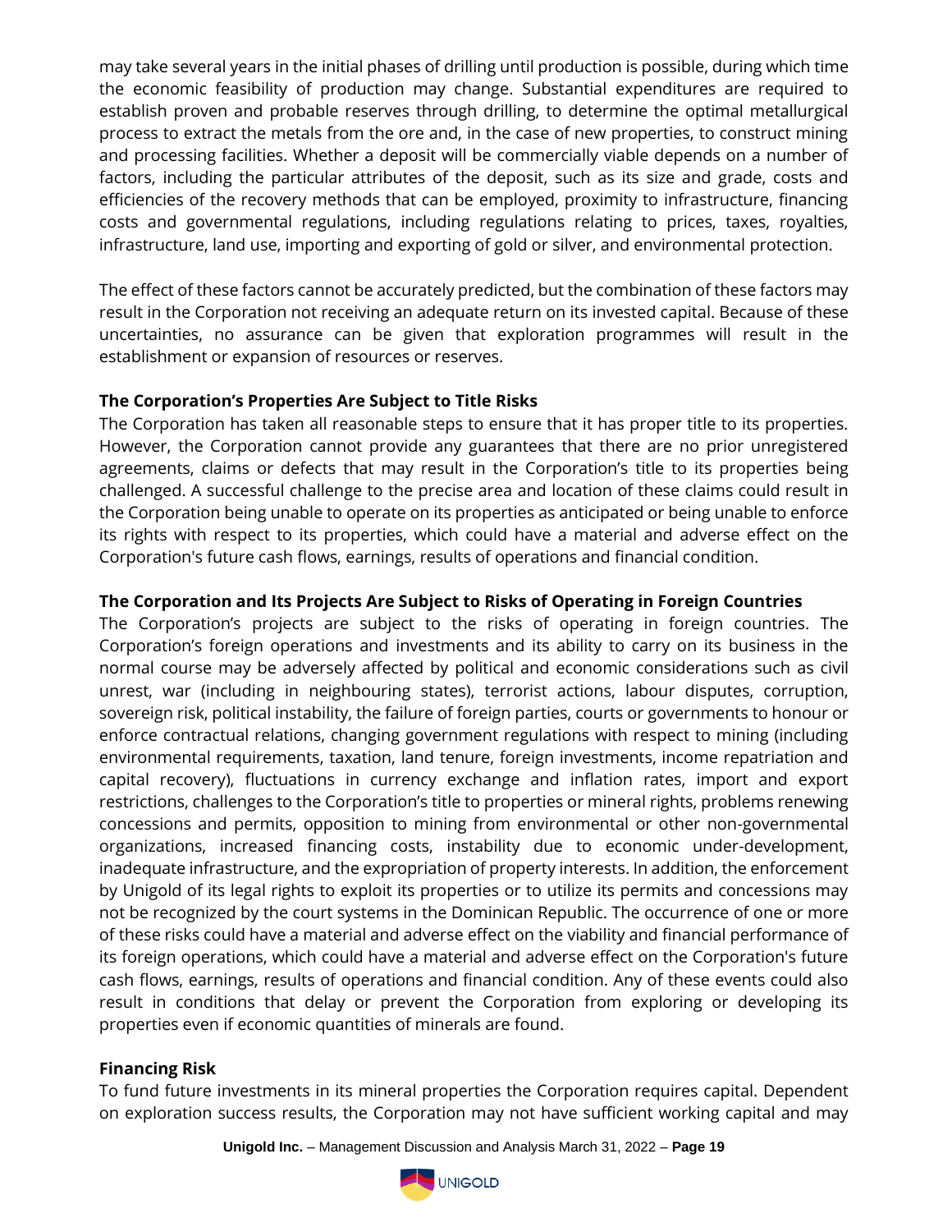may take several years in the initial phases of drilling until production is possible, during which time the economic feasibility of production may change. Substantial expenditures are required to establish proven and probable reserves through drilling, to determine the optimal metallurgical process to extract the metals from the ore and, in the case of new properties, to construct mining and processing facilities. Whether a deposit will be commercially viable depends on a number of factors, including the particular attributes of the deposit, such as its size and grade, costs and efficiencies of the recovery methods that can be employed, proximity to infrastructure, financing costs and governmental regulations, including regulations relating to prices, taxes, royalties, infrastructure, land use, importing and exporting of gold or silver, and environmental protection.

The effect of these factors cannot be accurately predicted, but the combination of these factors may result in the Corporation not receiving an adequate return on its invested capital. Because of these uncertainties, no assurance can be given that exploration programmes will result in the establishment or expansion of resources or reserves.

**The Corporation's Properties Are Subject to Title Risks**

The Corporation has taken all reasonable steps to ensure that it has proper title to its properties. However, the Corporation cannot provide any guarantees that there are no prior unregistered agreements, claims or defects that may result in the Corporation's title to its properties being challenged. A successful challenge to the precise area and location of these claims could result in the Corporation being unable to operate on its properties as anticipated or being unable to enforce its rights with respect to its properties, which could have a material and adverse effect on the Corporation's future cash flows, earnings, results of operations and financial condition.

**The Corporation and Its Projects Are Subject to Risks of Operating in Foreign Countries**

The Corporation's projects are subject to the risks of operating in foreign countries. The Corporation's foreign operations and investments and its ability to carry on its business in the normal course may be adversely affected by political and economic considerations such as civil unrest, war (including in neighbouring states), terrorist actions, labour disputes, corruption, sovereign risk, political instability, the failure of foreign parties, courts or governments to honour or enforce contractual relations, changing government regulations with respect to mining (including environmental requirements, taxation, land tenure, foreign investments, income repatriation and capital recovery), fluctuations in currency exchange and inflation rates, import and export restrictions, challenges to the Corporation's title to properties or mineral rights, problems renewing concessions and permits, opposition to mining from environmental or other non-governmental organizations, increased financing costs, instability due to economic under-development, inadequate infrastructure, and the expropriation of property interests. In addition, the enforcement by Unigold of its legal rights to exploit its properties or to utilize its permits and concessions may not be recognized by the court systems in the Dominican Republic. The occurrence of one or more of these risks could have a material and adverse effect on the viability and financial performance of its foreign operations, which could have a material and adverse effect on the Corporation's future cash flows, earnings, results of operations and financial condition. Any of these events could also result in conditions that delay or prevent the Corporation from exploring or developing its properties even if economic quantities of minerals are found.

**Financing Risk**

To fund future investments in its mineral properties the Corporation requires capital. Dependent on exploration success results, the Corporation may not have sufficient working capital and may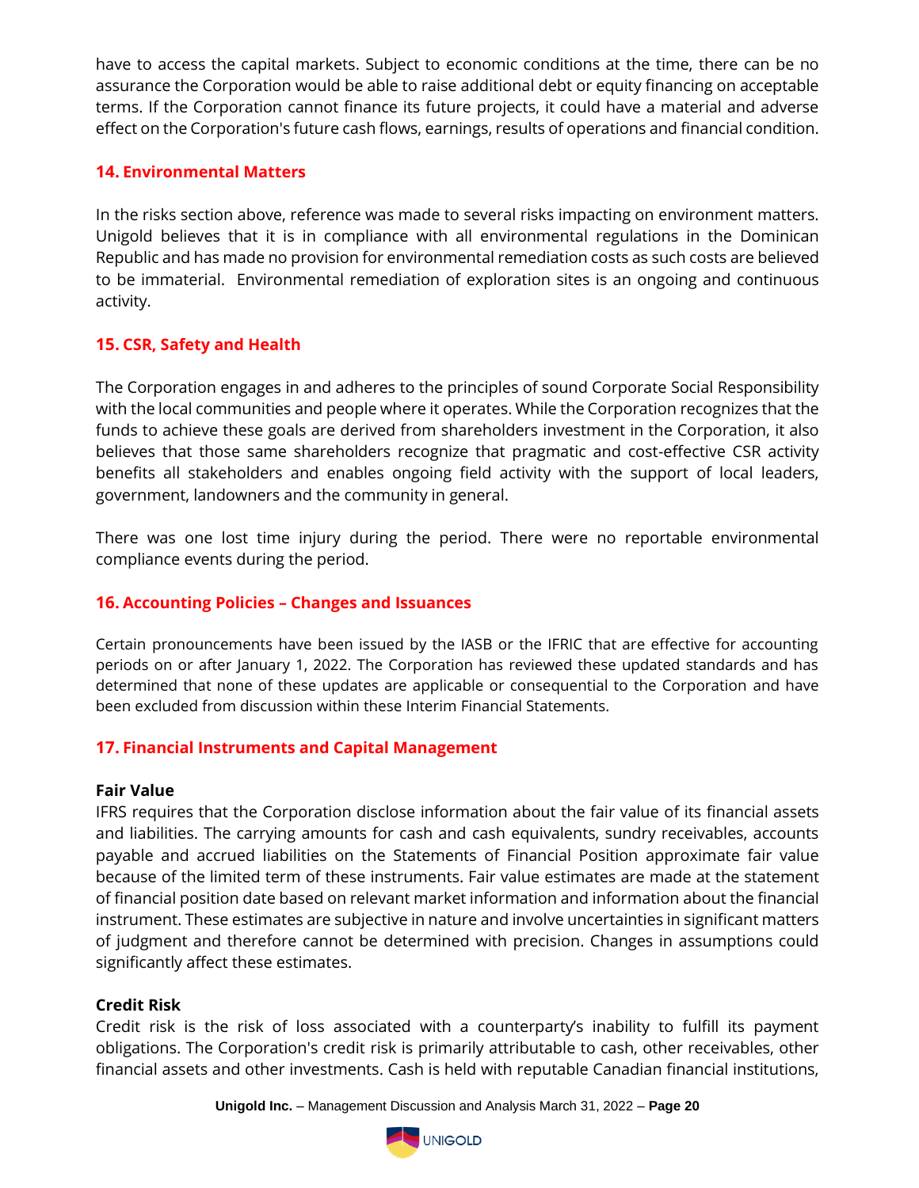have to access the capital markets. Subject to economic conditions at the time, there can be no assurance the Corporation would be able to raise additional debt or equity financing on acceptable terms. If the Corporation cannot finance its future projects, it could have a material and adverse effect on the Corporation's future cash flows, earnings, results of operations and financial condition.

## 14. Environmental Matters

In the risks section above, reference was made to several risks impacting on environment matters. Unigold believes that it is in compliance with all environmental regulations in the Dominican Republic and has made no provision for environmental remediation costs as such costs are believed to be immaterial. Environmental remediation of exploration sites is an ongoing and continuous activity.

## 15. CSR, Safety and Health

The Corporation engages in and adheres to the principles of sound Corporate Social Responsibility with the local communities and people where it operates. While the Corporation recognizes that the funds to achieve these goals are derived from shareholders investment in the Corporation, it also believes that those same shareholders recognize that pragmatic and cost-effective CSR activity benefits all stakeholders and enables ongoing field activity with the support of local leaders, government, landowners and the community in general.

There was one lost time injury during the period. There were no reportable environmental compliance events during the period.

## 16. Accounting Policies – Changes and Issuances

Certain pronouncements have been issued by the IASB or the IFRIC that are effective for accounting periods on or after January 1, 2022. The Corporation has reviewed these updated standards and has determined that none of these updates are applicable or consequential to the Corporation and have been excluded from discussion within these Interim Financial Statements.

## 17. Financial Instruments and Capital Management

**Fair Value**

IFRS requires that the Corporation disclose information about the fair value of its financial assets and liabilities. The carrying amounts for cash and cash equivalents, sundry receivables, accounts payable and accrued liabilities on the Statements of Financial Position approximate fair value because of the limited term of these instruments. Fair value estimates are made at the statement of financial position date based on relevant market information and information about the financial instrument. These estimates are subjective in nature and involve uncertainties in significant matters of judgment and therefore cannot be determined with precision. Changes in assumptions could significantly affect these estimates.

**Credit Risk**

Credit risk is the risk of loss associated with a counterparty's inability to fulfill its payment obligations. The Corporation's credit risk is primarily attributable to cash, other receivables, other financial assets and other investments. Cash is held with reputable Canadian financial institutions,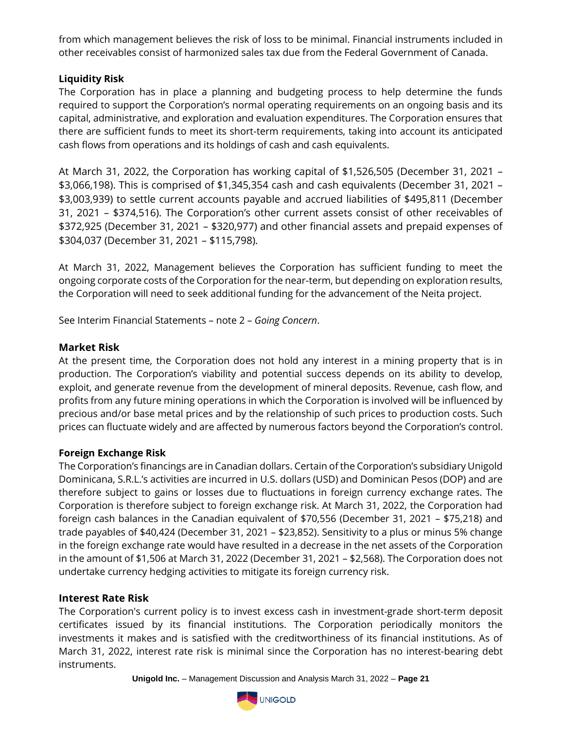from which management believes the risk of loss to be minimal. Financial instruments included in other receivables consist of harmonized sales tax due from the Federal Government of Canada.

**Liquidity Risk**

The Corporation has in place a planning and budgeting process to help determine the funds required to support the Corporation's normal operating requirements on an ongoing basis and its capital, administrative, and exploration and evaluation expenditures. The Corporation ensures that there are sufficient funds to meet its short-term requirements, taking into account its anticipated cash flows from operations and its holdings of cash and cash equivalents.

At March 31, 2022, the Corporation has working capital of $1,526,505 (December 31, 2021 – $3,066,198). This is comprised of $1,345,354 cash and cash equivalents (December 31, 2021 – $3,003,939) to settle current accounts payable and accrued liabilities of $495,811 (December 31, 2021 – $374,516). The Corporation's other current assets consist of other receivables of $372,925 (December 31, 2021 – $320,977) and other financial assets and prepaid expenses of $304,037 (December 31, 2021 – $115,798).

At March 31, 2022, Management believes the Corporation has sufficient funding to meet the ongoing corporate costs of the Corporation for the near-term, but depending on exploration results, the Corporation will need to seek additional funding for the advancement of the Neita project.

See Interim Financial Statements – note 2 – *Going Concern*.

## Market Risk

At the present time, the Corporation does not hold any interest in a mining property that is in production. The Corporation's viability and potential success depends on its ability to develop, exploit, and generate revenue from the development of mineral deposits. Revenue, cash flow, and profits from any future mining operations in which the Corporation is involved will be influenced by precious and/or base metal prices and by the relationship of such prices to production costs. Such prices can fluctuate widely and are affected by numerous factors beyond the Corporation's control.

**Foreign Exchange Risk**

The Corporation's financings are in Canadian dollars. Certain of the Corporation's subsidiary Unigold Dominicana, S.R.L.'s activities are incurred in U.S. dollars (USD) and Dominican Pesos (DOP) and are therefore subject to gains or losses due to fluctuations in foreign currency exchange rates. The Corporation is therefore subject to foreign exchange risk. At March 31, 2022, the Corporation had foreign cash balances in the Canadian equivalent of $70,556 (December 31, 2021 – $75,218) and trade payables of $40,424 (December 31, 2021 – $23,852). Sensitivity to a plus or minus 5% change in the foreign exchange rate would have resulted in a decrease in the net assets of the Corporation in the amount of $1,506 at March 31, 2022 (December 31, 2021 – $2,568). The Corporation does not undertake currency hedging activities to mitigate its foreign currency risk.

## Interest Rate Risk

The Corporation's current policy is to invest excess cash in investment-grade short-term deposit certificates issued by its financial institutions. The Corporation periodically monitors the investments it makes and is satisfied with the creditworthiness of its financial institutions. As of March 31, 2022, interest rate risk is minimal since the Corporation has no interest-bearing debt instruments.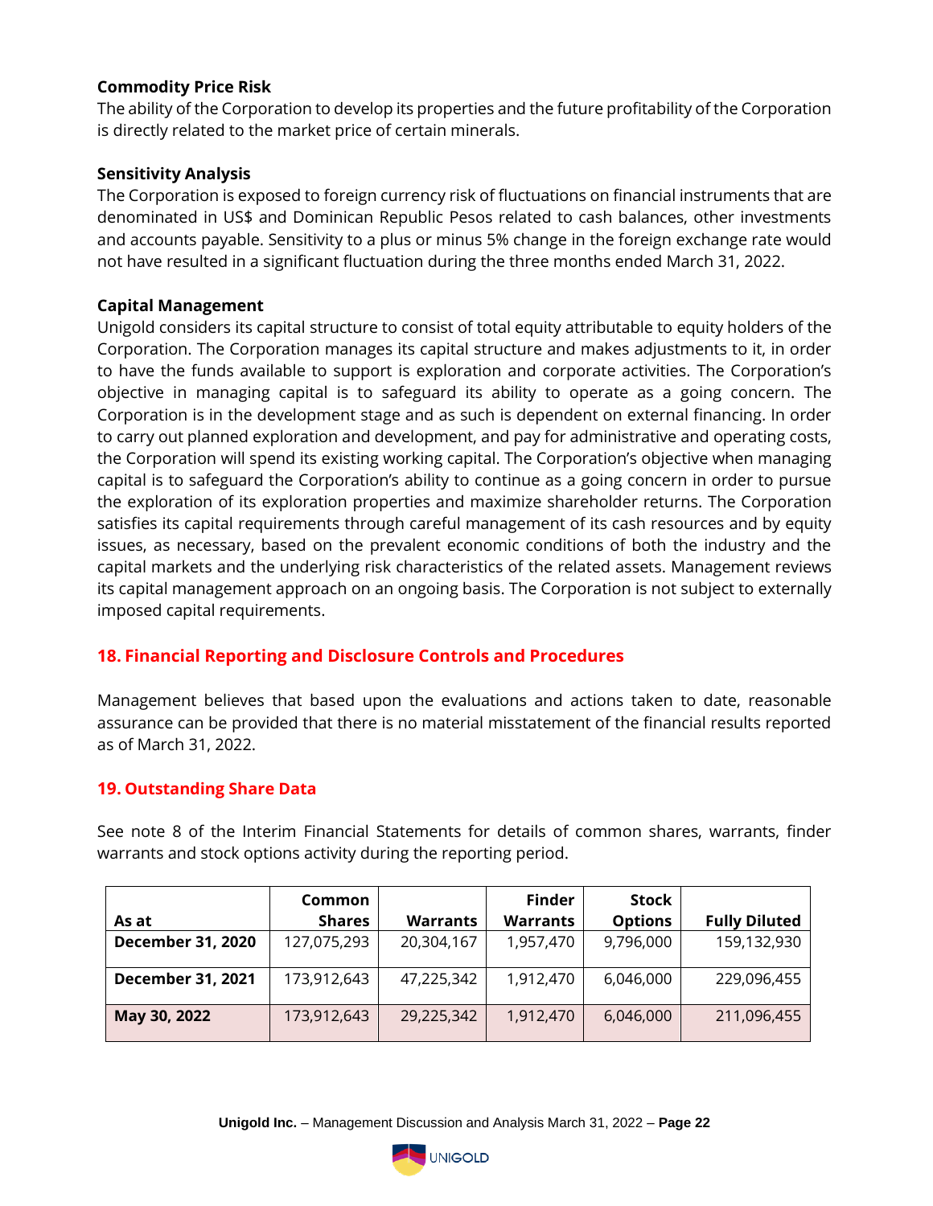### Commodity Price Risk

The ability of the Corporation to develop its properties and the future profitability of the Corporation is directly related to the market price of certain minerals.

### Sensitivity Analysis

The Corporation is exposed to foreign currency risk of fluctuations on financial instruments that are denominated in US$ and Dominican Republic Pesos related to cash balances, other investments and accounts payable. Sensitivity to a plus or minus 5% change in the foreign exchange rate would not have resulted in a significant fluctuation during the three months ended March 31, 2022.

### Capital Management

Unigold considers its capital structure to consist of total equity attributable to equity holders of the Corporation. The Corporation manages its capital structure and makes adjustments to it, in order to have the funds available to support is exploration and corporate activities. The Corporation's objective in managing capital is to safeguard its ability to operate as a going concern. The Corporation is in the development stage and as such is dependent on external financing. In order to carry out planned exploration and development, and pay for administrative and operating costs, the Corporation will spend its existing working capital. The Corporation's objective when managing capital is to safeguard the Corporation's ability to continue as a going concern in order to pursue the exploration of its exploration properties and maximize shareholder returns. The Corporation satisfies its capital requirements through careful management of its cash resources and by equity issues, as necessary, based on the prevalent economic conditions of both the industry and the capital markets and the underlying risk characteristics of the related assets. Management reviews its capital management approach on an ongoing basis. The Corporation is not subject to externally imposed capital requirements.

## 18. Financial Reporting and Disclosure Controls and Procedures

Management believes that based upon the evaluations and actions taken to date, reasonable assurance can be provided that there is no material misstatement of the financial results reported as of March 31, 2022.

## 19. Outstanding Share Data

See note 8 of the Interim Financial Statements for details of common shares, warrants, finder warrants and stock options activity during the reporting period.

| As at | Common Shares | Warrants | Finder Warrants | Stock Options | Fully Diluted |
|---|---|---|---|---|---|
| **December 31, 2020** | 127,075,293 | 20,304,167 | 1,957,470 | 9,796,000 | 159,132,930 |
| **December 31, 2021** | 173,912,643 | 47,225,342 | 1,912,470 | 6,046,000 | 229,096,455 |
| **May 30, 2022** | 173,912,643 | 29,225,342 | 1,912,470 | 6,046,000 | 211,096,455 |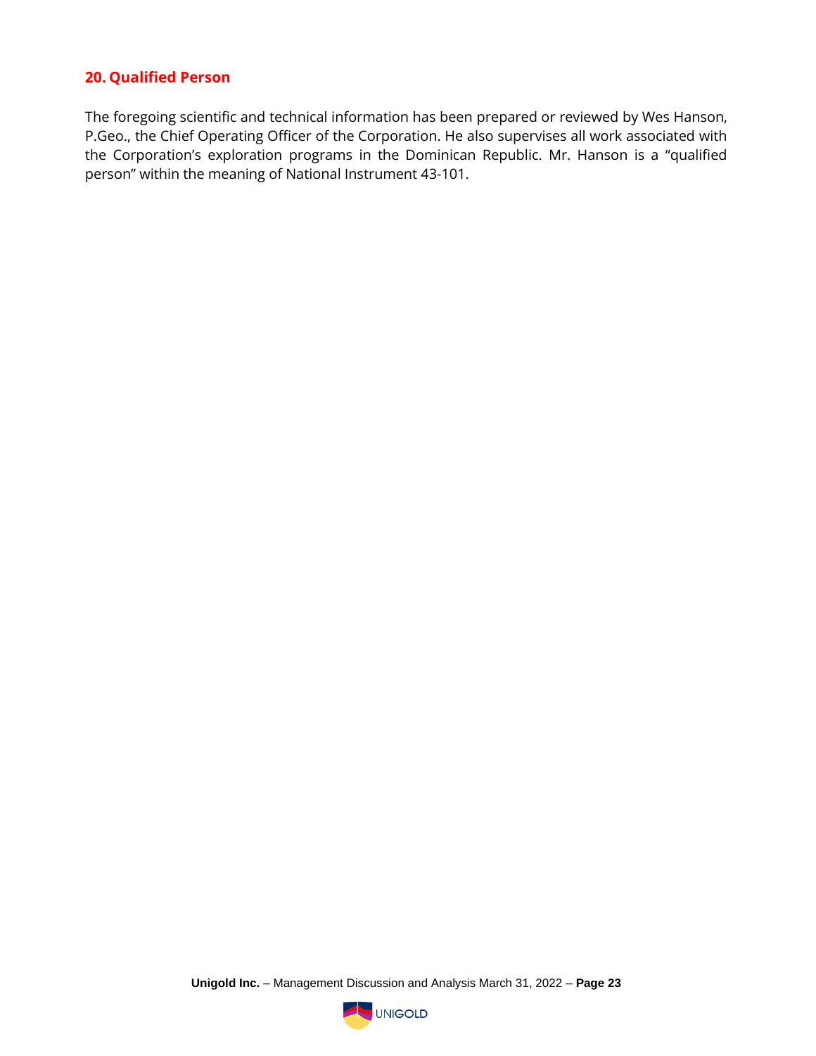## 20. Qualified Person

The foregoing scientific and technical information has been prepared or reviewed by Wes Hanson, P.Geo., the Chief Operating Officer of the Corporation. He also supervises all work associated with the Corporation's exploration programs in the Dominican Republic. Mr. Hanson is a "qualified person" within the meaning of National Instrument 43-101.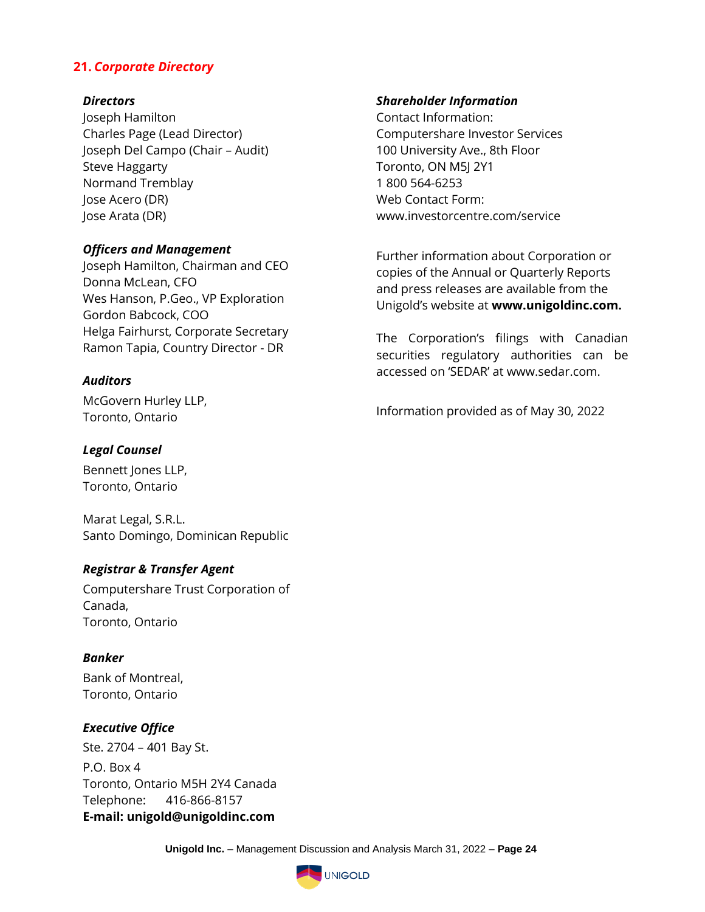## 21. *Corporate Directory*

***Directors***
Joseph Hamilton
Charles Page (Lead Director)
Joseph Del Campo (Chair – Audit)
Steve Haggarty
Normand Tremblay
Jose Acero (DR)
Jose Arata (DR)

***Officers and Management***
Joseph Hamilton, Chairman and CEO
Donna McLean, CFO
Wes Hanson, P.Geo., VP Exploration
Gordon Babcock, COO
Helga Fairhurst, Corporate Secretary
Ramon Tapia, Country Director - DR

***Auditors***

McGovern Hurley LLP,
Toronto, Ontario

***Legal Counsel***

Bennett Jones LLP,
Toronto, Ontario

Marat Legal, S.R.L.
Santo Domingo, Dominican Republic

***Registrar & Transfer Agent***

Computershare Trust Corporation of Canada,
Toronto, Ontario

***Banker***

Bank of Montreal,
Toronto, Ontario

***Executive Office***

Ste. 2704 – 401 Bay St.

P.O. Box 4
Toronto, Ontario M5H 2Y4 Canada
Telephone: 416-866-8157
**E-mail: unigold@unigoldinc.com**

***Shareholder Information***
Contact Information:
Computershare Investor Services
100 University Ave., 8th Floor
Toronto, ON M5J 2Y1
1 800 564-6253
Web Contact Form:
www.investorcentre.com/service

Further information about Corporation or copies of the Annual or Quarterly Reports and press releases are available from the Unigold's website at **www.unigoldinc.com.**

The Corporation's filings with Canadian securities regulatory authorities can be accessed on 'SEDAR' at www.sedar.com.

Information provided as of May 30, 2022